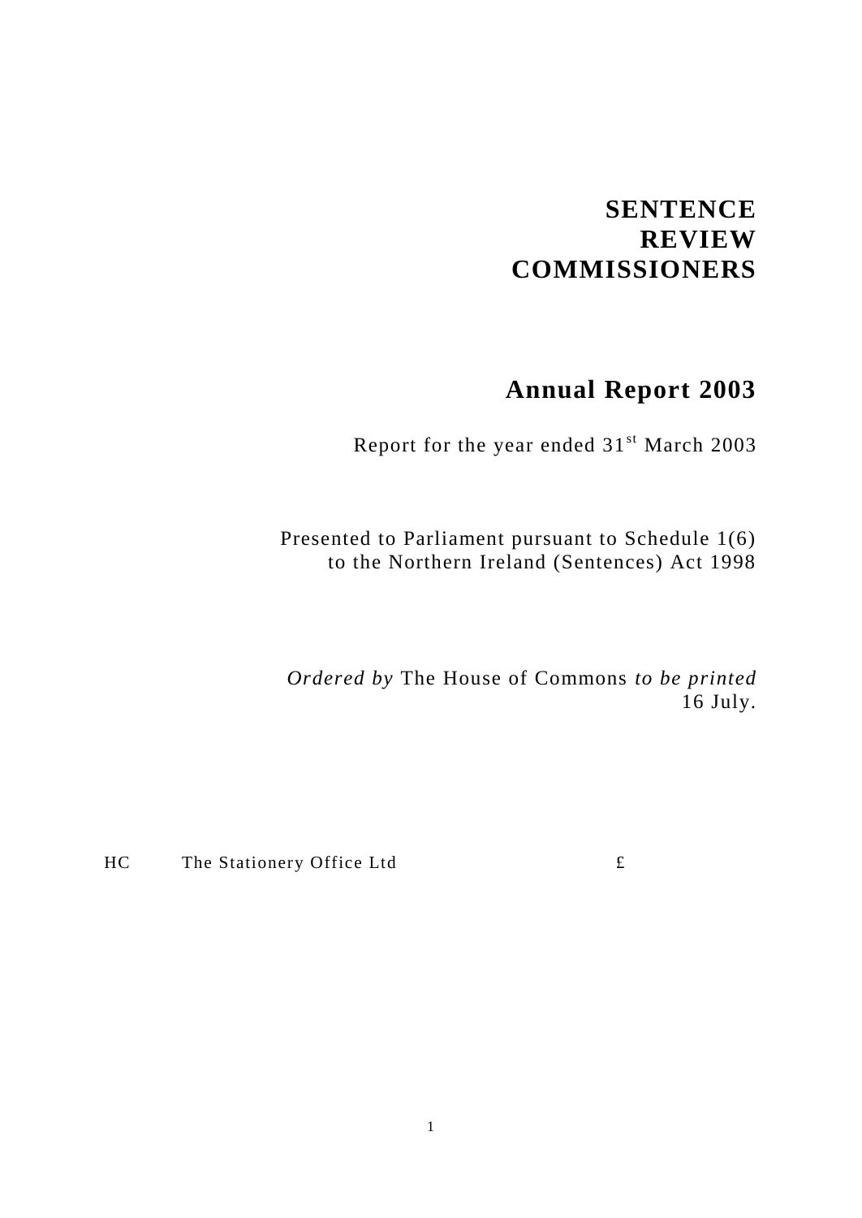# SENTENCE REVIEW COMMISSIONERS

## Annual Report 2003

Report for the year ended 31st March 2003

Presented to Parliament pursuant to Schedule 1(6) to the Northern Ireland (Sentences) Act 1998

*Ordered by* The House of Commons *to be printed* 16 July.

HC The Stationery Office Ltd £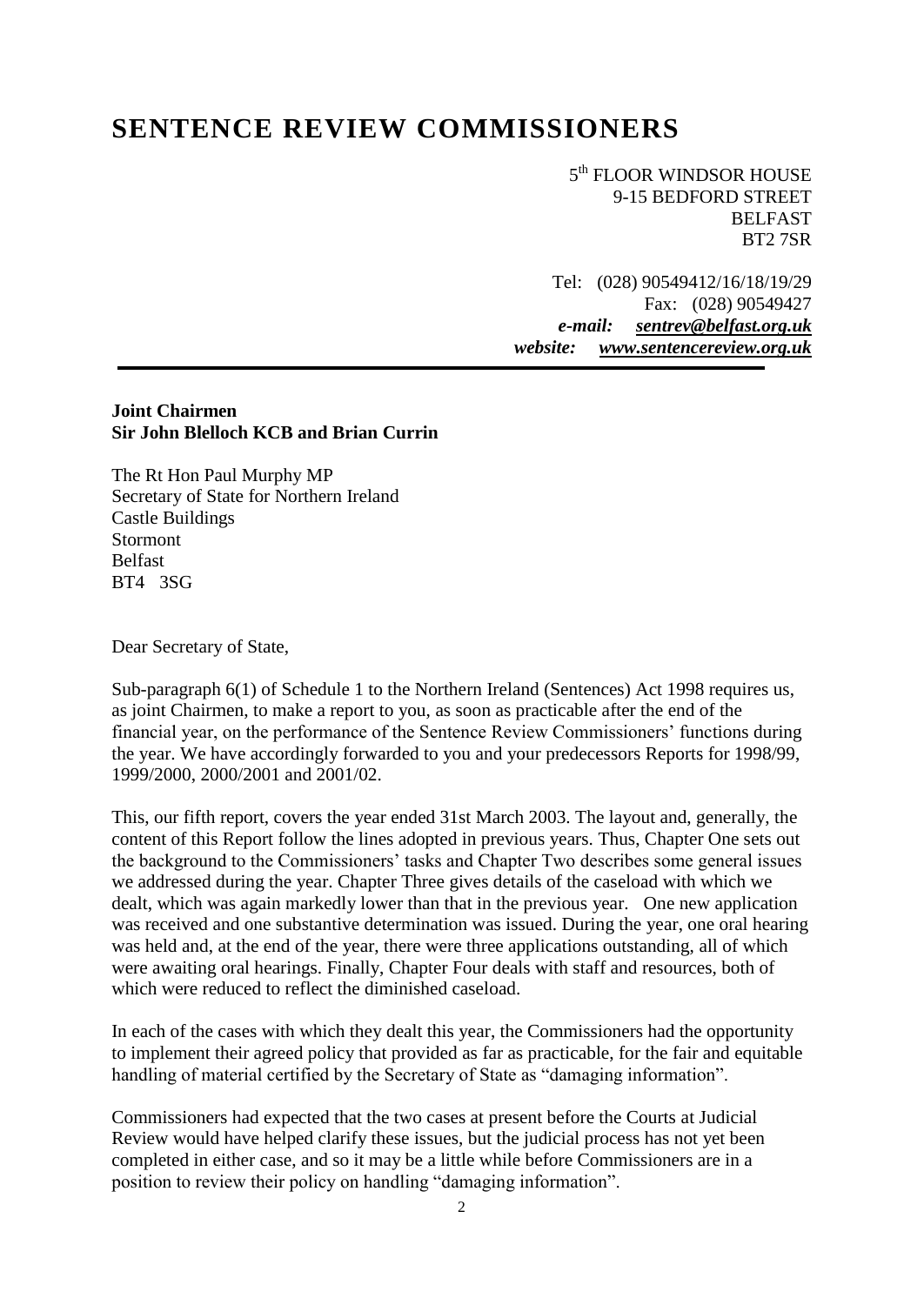# SENTENCE REVIEW COMMISSIONERS

5th FLOOR WINDSOR HOUSE
9-15 BEDFORD STREET
BELFAST
BT2 7SR

Tel: (028) 90549412/16/18/19/29
Fax: (028) 90549427
***e-mail:*** ***sentrev@belfast.org.uk***
***website:*** ***www.sentencereview.org.uk***

---

**Joint Chairmen**
**Sir John Blelloch KCB and Brian Currin**

The Rt Hon Paul Murphy MP
Secretary of State for Northern Ireland
Castle Buildings
Stormont
Belfast
BT4 3SG

Dear Secretary of State,

Sub-paragraph 6(1) of Schedule 1 to the Northern Ireland (Sentences) Act 1998 requires us, as joint Chairmen, to make a report to you, as soon as practicable after the end of the financial year, on the performance of the Sentence Review Commissioners' functions during the year. We have accordingly forwarded to you and your predecessors Reports for 1998/99, 1999/2000, 2000/2001 and 2001/02.

This, our fifth report, covers the year ended 31st March 2003. The layout and, generally, the content of this Report follow the lines adopted in previous years. Thus, Chapter One sets out the background to the Commissioners' tasks and Chapter Two describes some general issues we addressed during the year. Chapter Three gives details of the caseload with which we dealt, which was again markedly lower than that in the previous year. One new application was received and one substantive determination was issued. During the year, one oral hearing was held and, at the end of the year, there were three applications outstanding, all of which were awaiting oral hearings. Finally, Chapter Four deals with staff and resources, both of which were reduced to reflect the diminished caseload.

In each of the cases with which they dealt this year, the Commissioners had the opportunity to implement their agreed policy that provided as far as practicable, for the fair and equitable handling of material certified by the Secretary of State as "damaging information".

Commissioners had expected that the two cases at present before the Courts at Judicial Review would have helped clarify these issues, but the judicial process has not yet been completed in either case, and so it may be a little while before Commissioners are in a position to review their policy on handling "damaging information".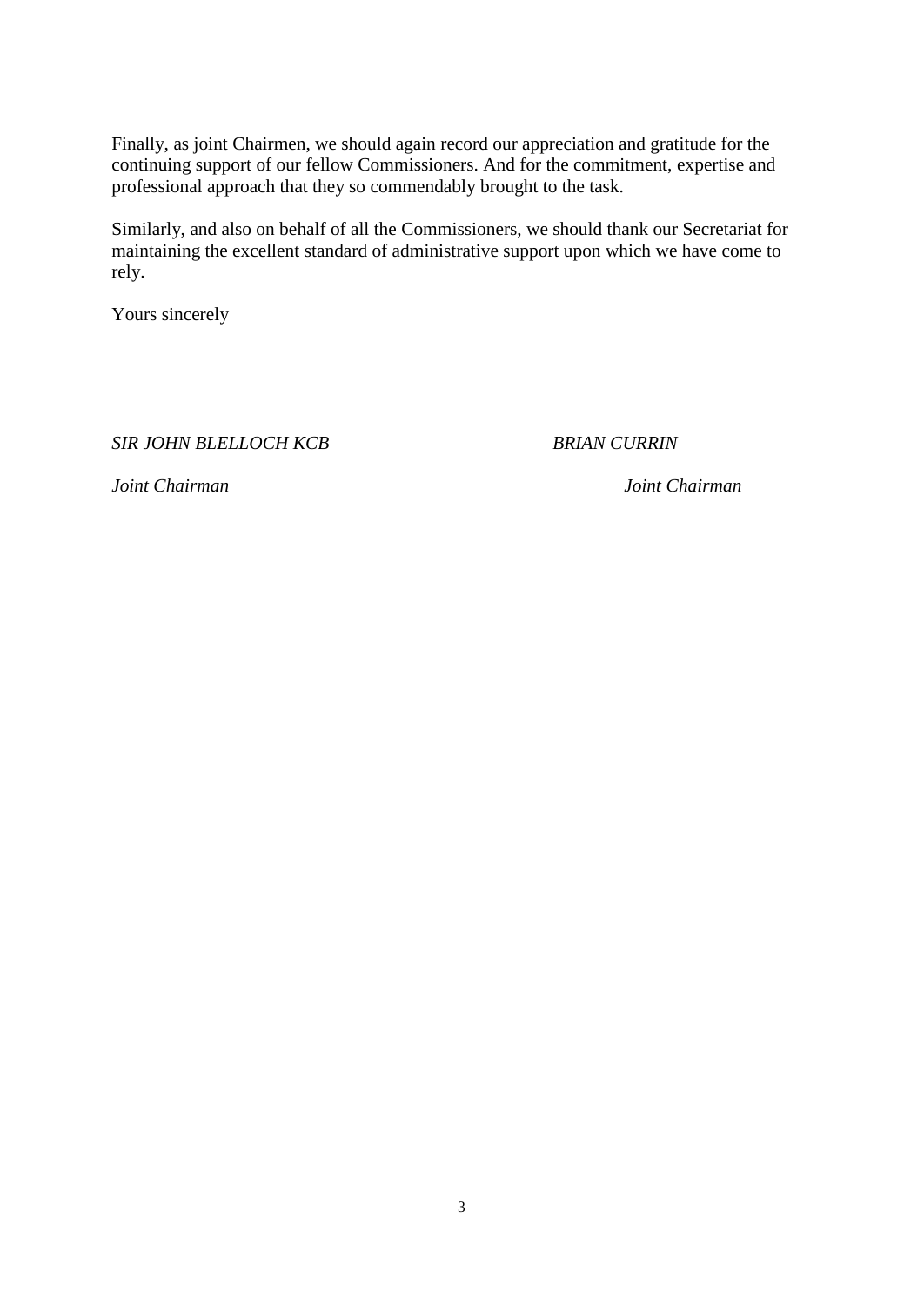Finally, as joint Chairmen, we should again record our appreciation and gratitude for the continuing support of our fellow Commissioners. And for the commitment, expertise and professional approach that they so commendably brought to the task.

Similarly, and also on behalf of all the Commissioners, we should thank our Secretariat for maintaining the excellent standard of administrative support upon which we have come to rely.

Yours sincerely

*SIR JOHN BLELLOCH KCB* — *Joint Chairman*

*BRIAN CURRIN* — *Joint Chairman*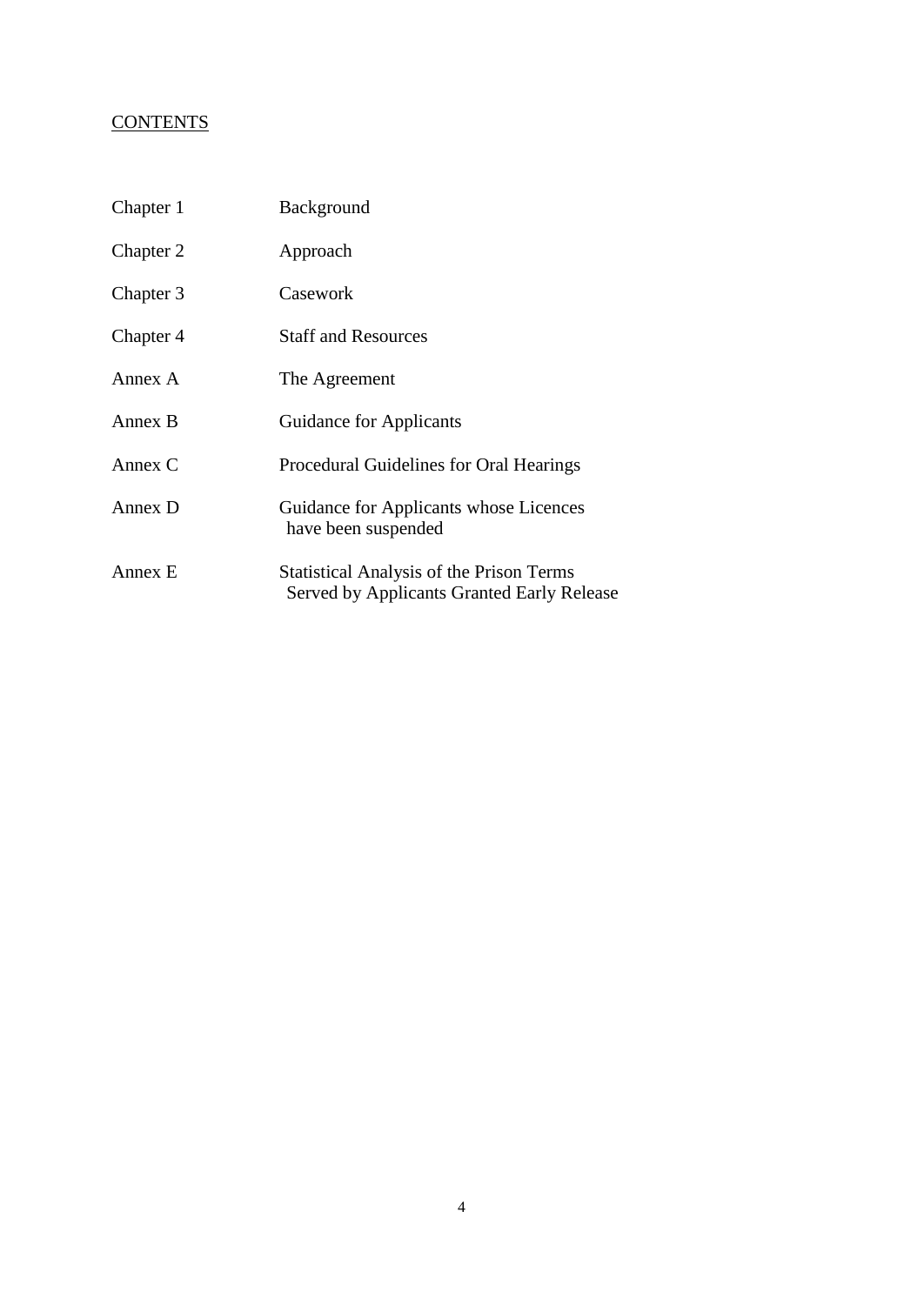# CONTENTS

| | |
|---|---|
| Chapter 1 | Background |
| Chapter 2 | Approach |
| Chapter 3 | Casework |
| Chapter 4 | Staff and Resources |
| Annex A | The Agreement |
| Annex B | Guidance for Applicants |
| Annex C | Procedural Guidelines for Oral Hearings |
| Annex D | Guidance for Applicants whose Licences have been suspended |
| Annex E | Statistical Analysis of the Prison Terms Served by Applicants Granted Early Release |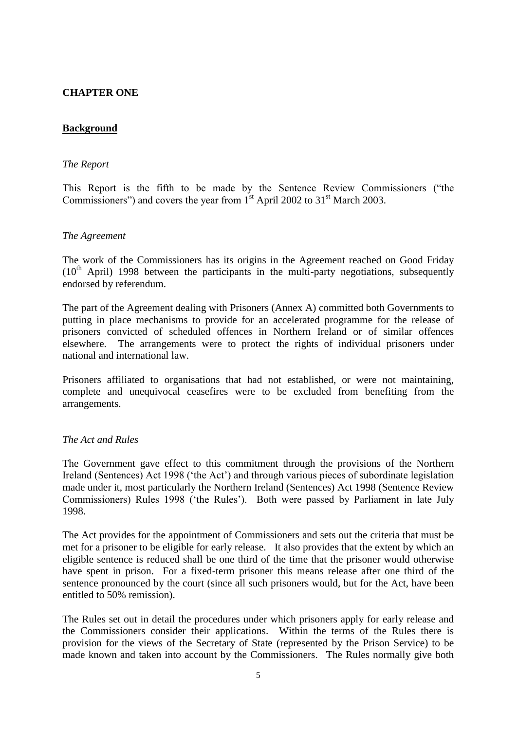## CHAPTER ONE

### Background

*The Report*

This Report is the fifth to be made by the Sentence Review Commissioners ("the Commissioners") and covers the year from 1st April 2002 to 31st March 2003.

*The Agreement*

The work of the Commissioners has its origins in the Agreement reached on Good Friday (10th April) 1998 between the participants in the multi-party negotiations, subsequently endorsed by referendum.

The part of the Agreement dealing with Prisoners (Annex A) committed both Governments to putting in place mechanisms to provide for an accelerated programme for the release of prisoners convicted of scheduled offences in Northern Ireland or of similar offences elsewhere. The arrangements were to protect the rights of individual prisoners under national and international law.

Prisoners affiliated to organisations that had not established, or were not maintaining, complete and unequivocal ceasefires were to be excluded from benefiting from the arrangements.

*The Act and Rules*

The Government gave effect to this commitment through the provisions of the Northern Ireland (Sentences) Act 1998 ('the Act') and through various pieces of subordinate legislation made under it, most particularly the Northern Ireland (Sentences) Act 1998 (Sentence Review Commissioners) Rules 1998 ('the Rules'). Both were passed by Parliament in late July 1998.

The Act provides for the appointment of Commissioners and sets out the criteria that must be met for a prisoner to be eligible for early release. It also provides that the extent by which an eligible sentence is reduced shall be one third of the time that the prisoner would otherwise have spent in prison. For a fixed-term prisoner this means release after one third of the sentence pronounced by the court (since all such prisoners would, but for the Act, have been entitled to 50% remission).

The Rules set out in detail the procedures under which prisoners apply for early release and the Commissioners consider their applications. Within the terms of the Rules there is provision for the views of the Secretary of State (represented by the Prison Service) to be made known and taken into account by the Commissioners. The Rules normally give both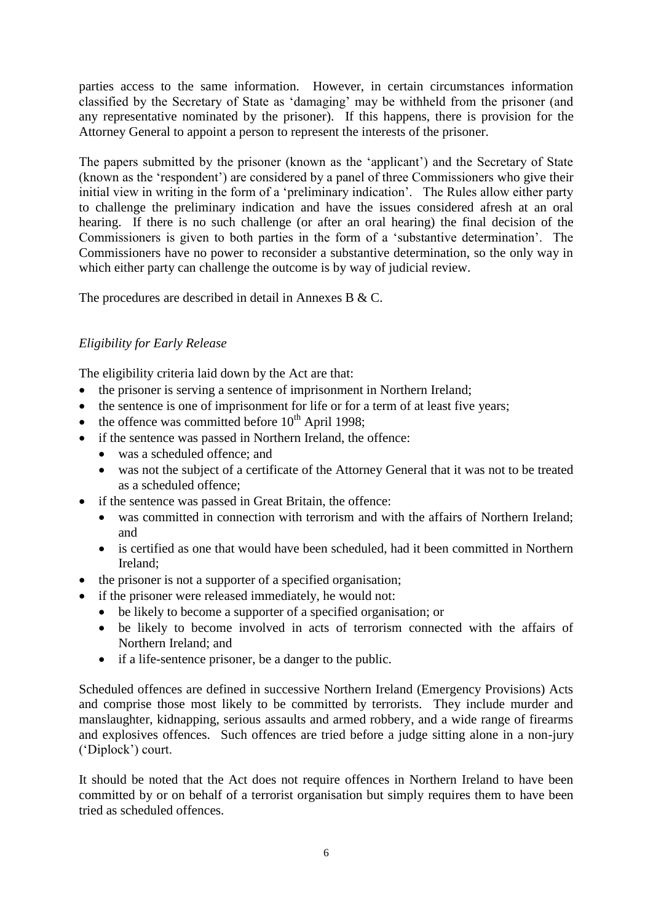parties access to the same information. However, in certain circumstances information classified by the Secretary of State as 'damaging' may be withheld from the prisoner (and any representative nominated by the prisoner). If this happens, there is provision for the Attorney General to appoint a person to represent the interests of the prisoner.

The papers submitted by the prisoner (known as the 'applicant') and the Secretary of State (known as the 'respondent') are considered by a panel of three Commissioners who give their initial view in writing in the form of a 'preliminary indication'. The Rules allow either party to challenge the preliminary indication and have the issues considered afresh at an oral hearing. If there is no such challenge (or after an oral hearing) the final decision of the Commissioners is given to both parties in the form of a 'substantive determination'. The Commissioners have no power to reconsider a substantive determination, so the only way in which either party can challenge the outcome is by way of judicial review.

The procedures are described in detail in Annexes B & C.

### *Eligibility for Early Release*

The eligibility criteria laid down by the Act are that:

- the prisoner is serving a sentence of imprisonment in Northern Ireland;
- the sentence is one of imprisonment for life or for a term of at least five years;
- the offence was committed before 10th April 1998;
- if the sentence was passed in Northern Ireland, the offence:
  - was a scheduled offence; and
  - was not the subject of a certificate of the Attorney General that it was not to be treated as a scheduled offence;
- if the sentence was passed in Great Britain, the offence:
  - was committed in connection with terrorism and with the affairs of Northern Ireland; and
  - is certified as one that would have been scheduled, had it been committed in Northern Ireland;
- the prisoner is not a supporter of a specified organisation;
- if the prisoner were released immediately, he would not:
  - be likely to become a supporter of a specified organisation; or
  - be likely to become involved in acts of terrorism connected with the affairs of Northern Ireland; and
  - if a life-sentence prisoner, be a danger to the public.

Scheduled offences are defined in successive Northern Ireland (Emergency Provisions) Acts and comprise those most likely to be committed by terrorists. They include murder and manslaughter, kidnapping, serious assaults and armed robbery, and a wide range of firearms and explosives offences. Such offences are tried before a judge sitting alone in a non-jury ('Diplock') court.

It should be noted that the Act does not require offences in Northern Ireland to have been committed by or on behalf of a terrorist organisation but simply requires them to have been tried as scheduled offences.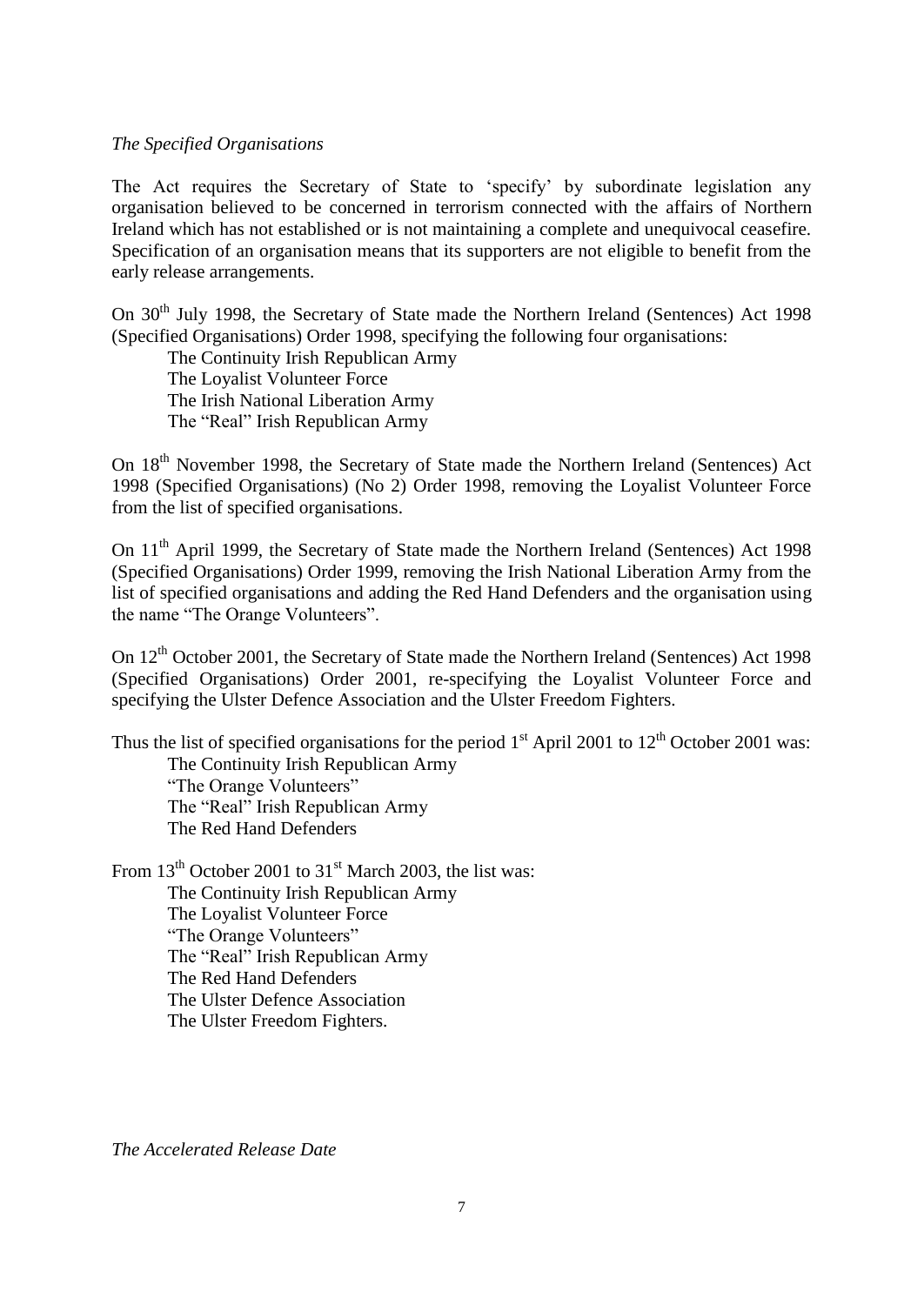*The Specified Organisations*

The Act requires the Secretary of State to 'specify' by subordinate legislation any organisation believed to be concerned in terrorism connected with the affairs of Northern Ireland which has not established or is not maintaining a complete and unequivocal ceasefire. Specification of an organisation means that its supporters are not eligible to benefit from the early release arrangements.

On 30th July 1998, the Secretary of State made the Northern Ireland (Sentences) Act 1998 (Specified Organisations) Order 1998, specifying the following four organisations:

- The Continuity Irish Republican Army
- The Loyalist Volunteer Force
- The Irish National Liberation Army
- The "Real" Irish Republican Army

On 18th November 1998, the Secretary of State made the Northern Ireland (Sentences) Act 1998 (Specified Organisations) (No 2) Order 1998, removing the Loyalist Volunteer Force from the list of specified organisations.

On 11th April 1999, the Secretary of State made the Northern Ireland (Sentences) Act 1998 (Specified Organisations) Order 1999, removing the Irish National Liberation Army from the list of specified organisations and adding the Red Hand Defenders and the organisation using the name "The Orange Volunteers".

On 12th October 2001, the Secretary of State made the Northern Ireland (Sentences) Act 1998 (Specified Organisations) Order 2001, re-specifying the Loyalist Volunteer Force and specifying the Ulster Defence Association and the Ulster Freedom Fighters.

Thus the list of specified organisations for the period 1st April 2001 to 12th October 2001 was:

- The Continuity Irish Republican Army
- "The Orange Volunteers"
- The "Real" Irish Republican Army
- The Red Hand Defenders

From 13th October 2001 to 31st March 2003, the list was:

- The Continuity Irish Republican Army
- The Loyalist Volunteer Force
- "The Orange Volunteers"
- The "Real" Irish Republican Army
- The Red Hand Defenders
- The Ulster Defence Association
- The Ulster Freedom Fighters.

*The Accelerated Release Date*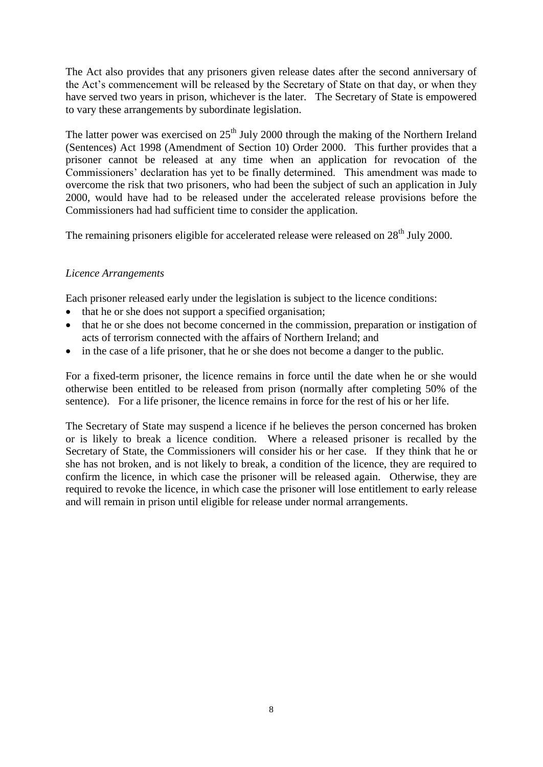The Act also provides that any prisoners given release dates after the second anniversary of the Act's commencement will be released by the Secretary of State on that day, or when they have served two years in prison, whichever is the later. The Secretary of State is empowered to vary these arrangements by subordinate legislation.

The latter power was exercised on 25th July 2000 through the making of the Northern Ireland (Sentences) Act 1998 (Amendment of Section 10) Order 2000. This further provides that a prisoner cannot be released at any time when an application for revocation of the Commissioners' declaration has yet to be finally determined. This amendment was made to overcome the risk that two prisoners, who had been the subject of such an application in July 2000, would have had to be released under the accelerated release provisions before the Commissioners had had sufficient time to consider the application.

The remaining prisoners eligible for accelerated release were released on 28th July 2000.

*Licence Arrangements*

Each prisoner released early under the legislation is subject to the licence conditions:

- that he or she does not support a specified organisation;
- that he or she does not become concerned in the commission, preparation or instigation of acts of terrorism connected with the affairs of Northern Ireland; and
- in the case of a life prisoner, that he or she does not become a danger to the public.

For a fixed-term prisoner, the licence remains in force until the date when he or she would otherwise been entitled to be released from prison (normally after completing 50% of the sentence). For a life prisoner, the licence remains in force for the rest of his or her life.

The Secretary of State may suspend a licence if he believes the person concerned has broken or is likely to break a licence condition. Where a released prisoner is recalled by the Secretary of State, the Commissioners will consider his or her case. If they think that he or she has not broken, and is not likely to break, a condition of the licence, they are required to confirm the licence, in which case the prisoner will be released again. Otherwise, they are required to revoke the licence, in which case the prisoner will lose entitlement to early release and will remain in prison until eligible for release under normal arrangements.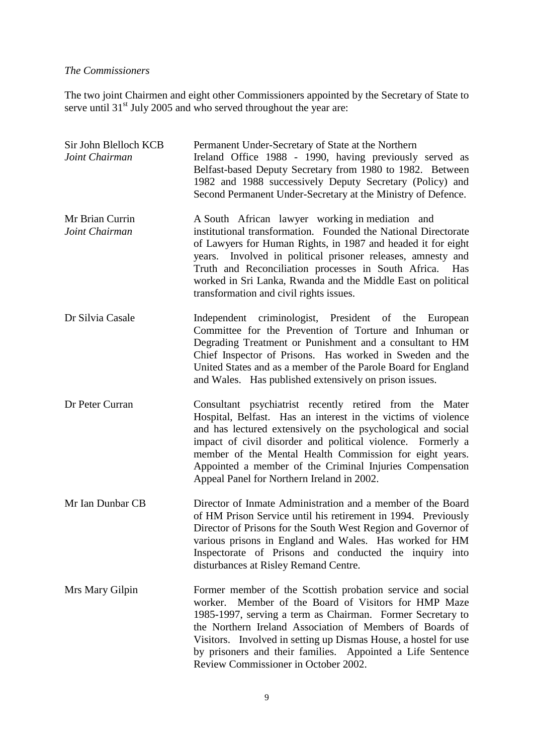*The Commissioners*

The two joint Chairmen and eight other Commissioners appointed by the Secretary of State to serve until 31st July 2005 and who served throughout the year are:

| | |
|---|---|
| Sir John Blelloch KCB *Joint Chairman* | Permanent Under-Secretary of State at the Northern Ireland Office 1988 - 1990, having previously served as Belfast-based Deputy Secretary from 1980 to 1982. Between 1982 and 1988 successively Deputy Secretary (Policy) and Second Permanent Under-Secretary at the Ministry of Defence. |
| Mr Brian Currin *Joint Chairman* | A South African lawyer working in mediation and institutional transformation. Founded the National Directorate of Lawyers for Human Rights, in 1987 and headed it for eight years. Involved in political prisoner releases, amnesty and Truth and Reconciliation processes in South Africa. Has worked in Sri Lanka, Rwanda and the Middle East on political transformation and civil rights issues. |
| Dr Silvia Casale | Independent criminologist, President of the European Committee for the Prevention of Torture and Inhuman or Degrading Treatment or Punishment and a consultant to HM Chief Inspector of Prisons. Has worked in Sweden and the United States and as a member of the Parole Board for England and Wales. Has published extensively on prison issues. |
| Dr Peter Curran | Consultant psychiatrist recently retired from the Mater Hospital, Belfast. Has an interest in the victims of violence and has lectured extensively on the psychological and social impact of civil disorder and political violence. Formerly a member of the Mental Health Commission for eight years. Appointed a member of the Criminal Injuries Compensation Appeal Panel for Northern Ireland in 2002. |
| Mr Ian Dunbar CB | Director of Inmate Administration and a member of the Board of HM Prison Service until his retirement in 1994. Previously Director of Prisons for the South West Region and Governor of various prisons in England and Wales. Has worked for HM Inspectorate of Prisons and conducted the inquiry into disturbances at Risley Remand Centre. |
| Mrs Mary Gilpin | Former member of the Scottish probation service and social worker. Member of the Board of Visitors for HMP Maze 1985-1997, serving a term as Chairman. Former Secretary to the Northern Ireland Association of Members of Boards of Visitors. Involved in setting up Dismas House, a hostel for use by prisoners and their families. Appointed a Life Sentence Review Commissioner in October 2002. |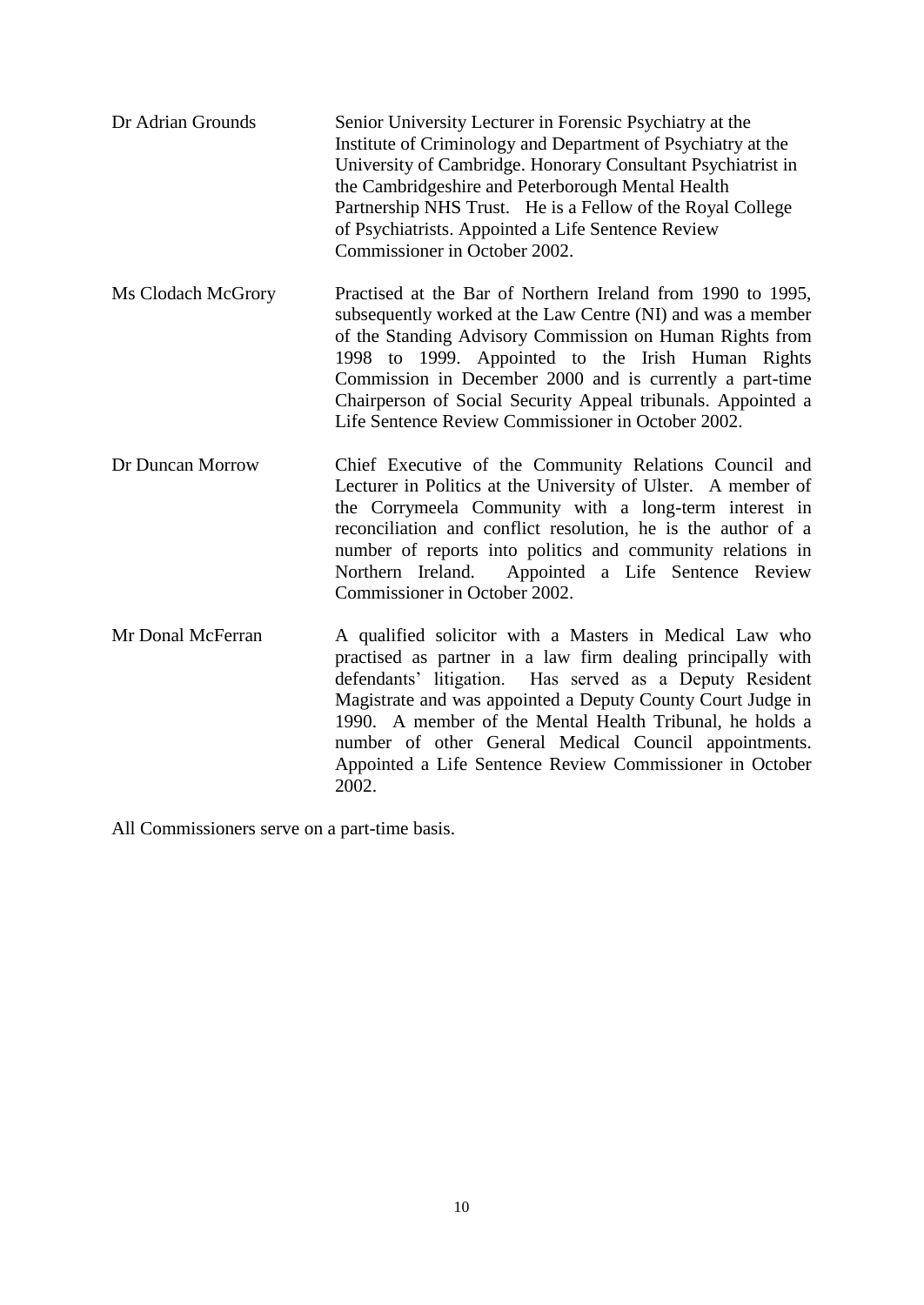| | |
|---|---|
| Dr Adrian Grounds | Senior University Lecturer in Forensic Psychiatry at the Institute of Criminology and Department of Psychiatry at the University of Cambridge. Honorary Consultant Psychiatrist in the Cambridgeshire and Peterborough Mental Health Partnership NHS Trust. He is a Fellow of the Royal College of Psychiatrists. Appointed a Life Sentence Review Commissioner in October 2002. |
| Ms Clodach McGrory | Practised at the Bar of Northern Ireland from 1990 to 1995, subsequently worked at the Law Centre (NI) and was a member of the Standing Advisory Commission on Human Rights from 1998 to 1999. Appointed to the Irish Human Rights Commission in December 2000 and is currently a part-time Chairperson of Social Security Appeal tribunals. Appointed a Life Sentence Review Commissioner in October 2002. |
| Dr Duncan Morrow | Chief Executive of the Community Relations Council and Lecturer in Politics at the University of Ulster. A member of the Corrymeela Community with a long-term interest in reconciliation and conflict resolution, he is the author of a number of reports into politics and community relations in Northern Ireland. Appointed a Life Sentence Review Commissioner in October 2002. |
| Mr Donal McFerran | A qualified solicitor with a Masters in Medical Law who practised as partner in a law firm dealing principally with defendants' litigation. Has served as a Deputy Resident Magistrate and was appointed a Deputy County Court Judge in 1990. A member of the Mental Health Tribunal, he holds a number of other General Medical Council appointments. Appointed a Life Sentence Review Commissioner in October 2002. |

All Commissioners serve on a part-time basis.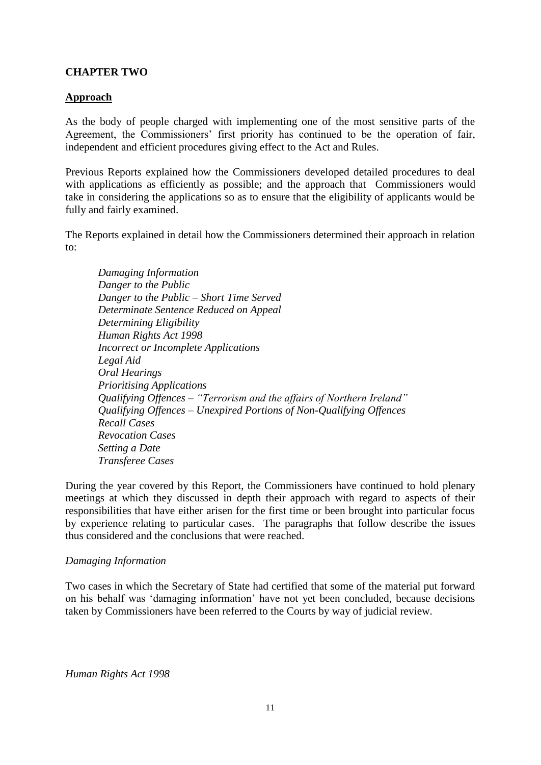## CHAPTER TWO

### Approach

As the body of people charged with implementing one of the most sensitive parts of the Agreement, the Commissioners' first priority has continued to be the operation of fair, independent and efficient procedures giving effect to the Act and Rules.

Previous Reports explained how the Commissioners developed detailed procedures to deal with applications as efficiently as possible; and the approach that Commissioners would take in considering the applications so as to ensure that the eligibility of applicants would be fully and fairly examined.

The Reports explained in detail how the Commissioners determined their approach in relation to:

*Damaging Information*
*Danger to the Public*
*Danger to the Public – Short Time Served*
*Determinate Sentence Reduced on Appeal*
*Determining Eligibility*
*Human Rights Act 1998*
*Incorrect or Incomplete Applications*
*Legal Aid*
*Oral Hearings*
*Prioritising Applications*
*Qualifying Offences – "Terrorism and the affairs of Northern Ireland"*
*Qualifying Offences – Unexpired Portions of Non-Qualifying Offences*
*Recall Cases*
*Revocation Cases*
*Setting a Date*
*Transferee Cases*

During the year covered by this Report, the Commissioners have continued to hold plenary meetings at which they discussed in depth their approach with regard to aspects of their responsibilities that have either arisen for the first time or been brought into particular focus by experience relating to particular cases. The paragraphs that follow describe the issues thus considered and the conclusions that were reached.

*Damaging Information*

Two cases in which the Secretary of State had certified that some of the material put forward on his behalf was 'damaging information' have not yet been concluded, because decisions taken by Commissioners have been referred to the Courts by way of judicial review.

*Human Rights Act 1998*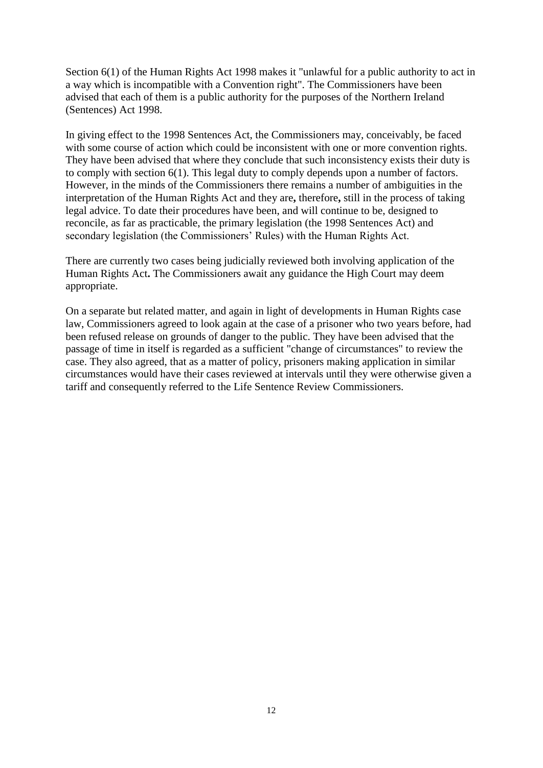Section 6(1) of the Human Rights Act 1998 makes it "unlawful for a public authority to act in a way which is incompatible with a Convention right". The Commissioners have been advised that each of them is a public authority for the purposes of the Northern Ireland (Sentences) Act 1998.

In giving effect to the 1998 Sentences Act, the Commissioners may, conceivably, be faced with some course of action which could be inconsistent with one or more convention rights. They have been advised that where they conclude that such inconsistency exists their duty is to comply with section 6(1). This legal duty to comply depends upon a number of factors. However, in the minds of the Commissioners there remains a number of ambiguities in the interpretation of the Human Rights Act and they are**,** therefore**,** still in the process of taking legal advice. To date their procedures have been, and will continue to be, designed to reconcile, as far as practicable, the primary legislation (the 1998 Sentences Act) and secondary legislation (the Commissioners' Rules) with the Human Rights Act.

There are currently two cases being judicially reviewed both involving application of the Human Rights Act**.** The Commissioners await any guidance the High Court may deem appropriate.

On a separate but related matter, and again in light of developments in Human Rights case law, Commissioners agreed to look again at the case of a prisoner who two years before, had been refused release on grounds of danger to the public. They have been advised that the passage of time in itself is regarded as a sufficient "change of circumstances" to review the case. They also agreed, that as a matter of policy, prisoners making application in similar circumstances would have their cases reviewed at intervals until they were otherwise given a tariff and consequently referred to the Life Sentence Review Commissioners.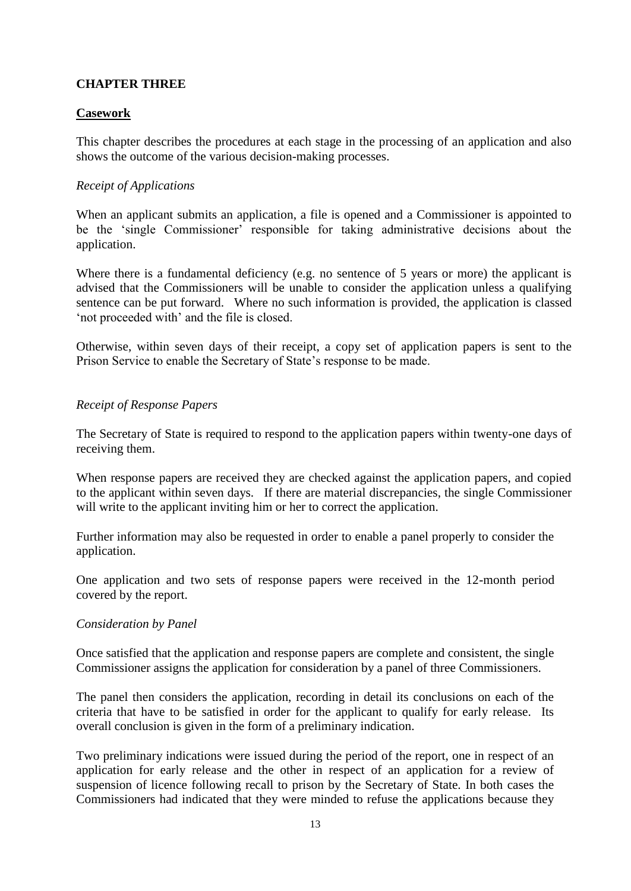## CHAPTER THREE

### Casework

This chapter describes the procedures at each stage in the processing of an application and also shows the outcome of the various decision-making processes.

*Receipt of Applications*

When an applicant submits an application, a file is opened and a Commissioner is appointed to be the 'single Commissioner' responsible for taking administrative decisions about the application.

Where there is a fundamental deficiency (e.g. no sentence of 5 years or more) the applicant is advised that the Commissioners will be unable to consider the application unless a qualifying sentence can be put forward. Where no such information is provided, the application is classed 'not proceeded with' and the file is closed.

Otherwise, within seven days of their receipt, a copy set of application papers is sent to the Prison Service to enable the Secretary of State's response to be made.

*Receipt of Response Papers*

The Secretary of State is required to respond to the application papers within twenty-one days of receiving them.

When response papers are received they are checked against the application papers, and copied to the applicant within seven days. If there are material discrepancies, the single Commissioner will write to the applicant inviting him or her to correct the application.

Further information may also be requested in order to enable a panel properly to consider the application.

One application and two sets of response papers were received in the 12-month period covered by the report.

*Consideration by Panel*

Once satisfied that the application and response papers are complete and consistent, the single Commissioner assigns the application for consideration by a panel of three Commissioners.

The panel then considers the application, recording in detail its conclusions on each of the criteria that have to be satisfied in order for the applicant to qualify for early release. Its overall conclusion is given in the form of a preliminary indication.

Two preliminary indications were issued during the period of the report, one in respect of an application for early release and the other in respect of an application for a review of suspension of licence following recall to prison by the Secretary of State. In both cases the Commissioners had indicated that they were minded to refuse the applications because they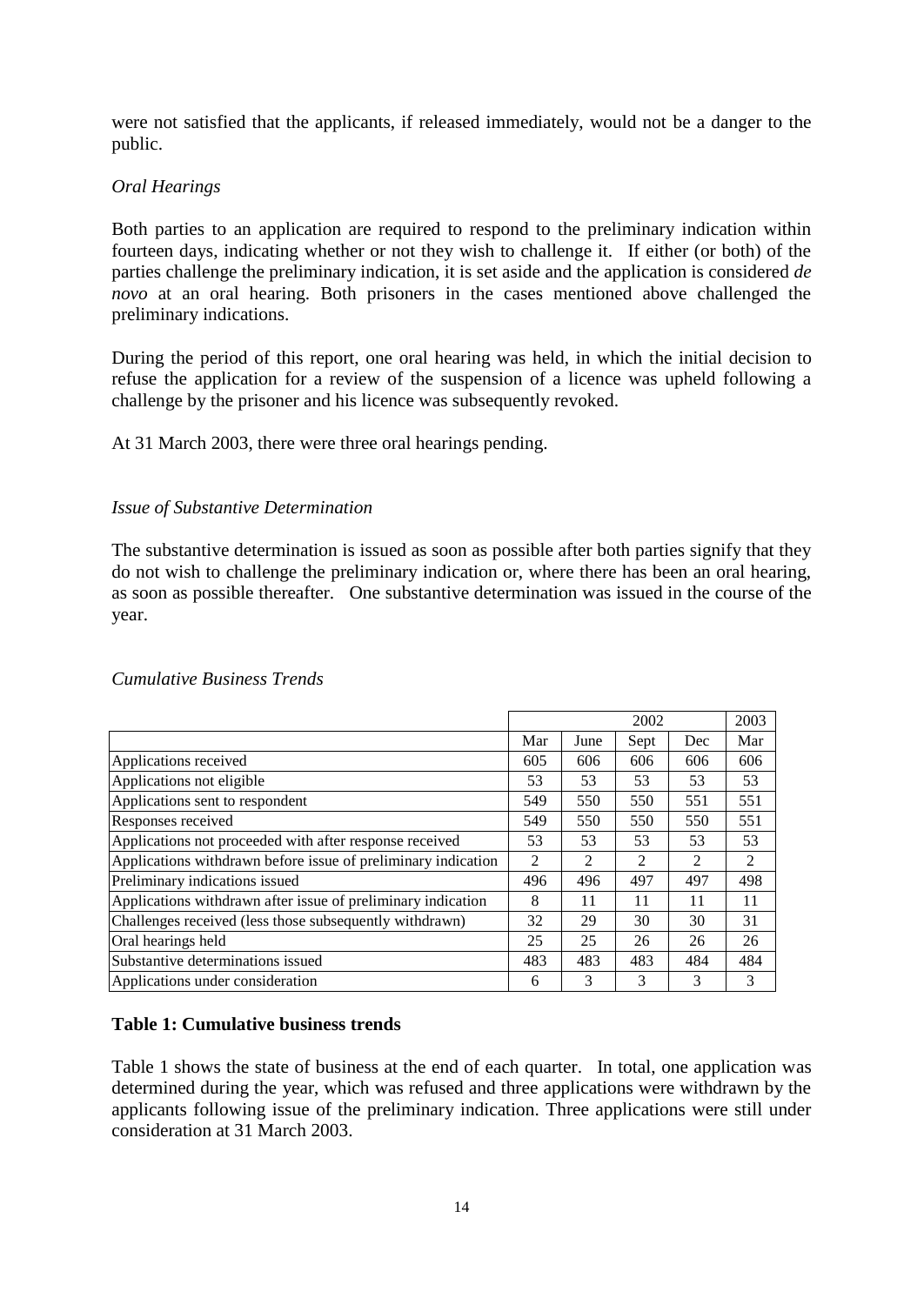were not satisfied that the applicants, if released immediately, would not be a danger to the public.

*Oral Hearings*

Both parties to an application are required to respond to the preliminary indication within fourteen days, indicating whether or not they wish to challenge it. If either (or both) of the parties challenge the preliminary indication, it is set aside and the application is considered *de novo* at an oral hearing. Both prisoners in the cases mentioned above challenged the preliminary indications.

During the period of this report, one oral hearing was held, in which the initial decision to refuse the application for a review of the suspension of a licence was upheld following a challenge by the prisoner and his licence was subsequently revoked.

At 31 March 2003, there were three oral hearings pending.

*Issue of Substantive Determination*

The substantive determination is issued as soon as possible after both parties signify that they do not wish to challenge the preliminary indication or, where there has been an oral hearing, as soon as possible thereafter. One substantive determination was issued in the course of the year.

*Cumulative Business Trends*

| | 2002 | | | | 2003 |
|---|---|---|---|---|---|
| | Mar | June | Sept | Dec | Mar |
| Applications received | 605 | 606 | 606 | 606 | 606 |
| Applications not eligible | 53 | 53 | 53 | 53 | 53 |
| Applications sent to respondent | 549 | 550 | 550 | 551 | 551 |
| Responses received | 549 | 550 | 550 | 550 | 551 |
| Applications not proceeded with after response received | 53 | 53 | 53 | 53 | 53 |
| Applications withdrawn before issue of preliminary indication | 2 | 2 | 2 | 2 | 2 |
| Preliminary indications issued | 496 | 496 | 497 | 497 | 498 |
| Applications withdrawn after issue of preliminary indication | 8 | 11 | 11 | 11 | 11 |
| Challenges received (less those subsequently withdrawn) | 32 | 29 | 30 | 30 | 31 |
| Oral hearings held | 25 | 25 | 26 | 26 | 26 |
| Substantive determinations issued | 483 | 483 | 483 | 484 | 484 |
| Applications under consideration | 6 | 3 | 3 | 3 | 3 |

**Table 1: Cumulative business trends**

Table 1 shows the state of business at the end of each quarter. In total, one application was determined during the year, which was refused and three applications were withdrawn by the applicants following issue of the preliminary indication. Three applications were still under consideration at 31 March 2003.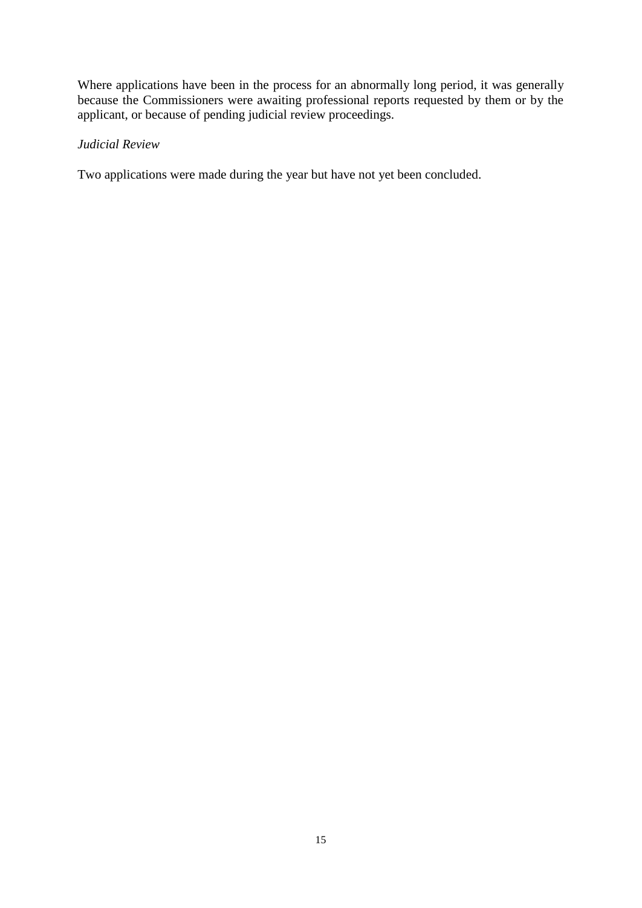Where applications have been in the process for an abnormally long period, it was generally because the Commissioners were awaiting professional reports requested by them or by the applicant, or because of pending judicial review proceedings.

*Judicial Review*

Two applications were made during the year but have not yet been concluded.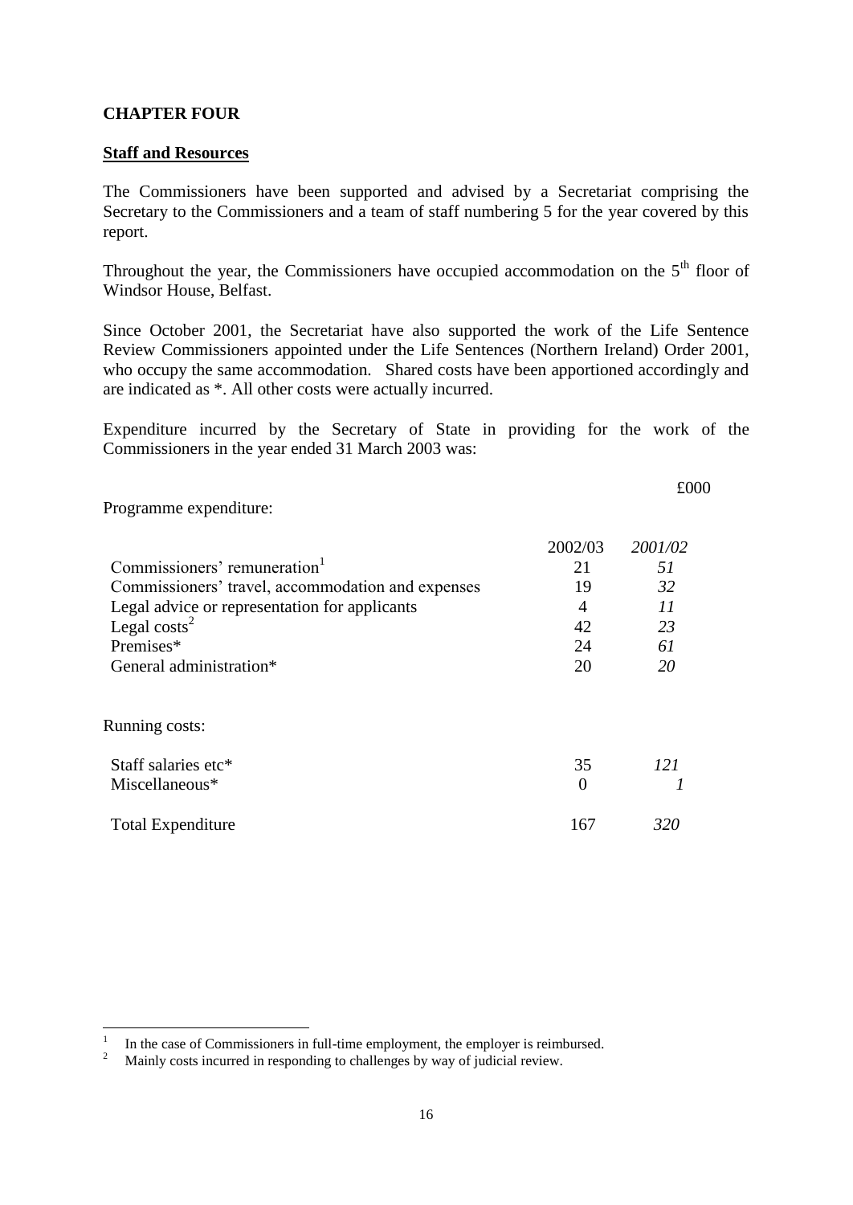**CHAPTER FOUR**

**Staff and Resources**

The Commissioners have been supported and advised by a Secretariat comprising the Secretary to the Commissioners and a team of staff numbering 5 for the year covered by this report.

Throughout the year, the Commissioners have occupied accommodation on the 5th floor of Windsor House, Belfast.

Since October 2001, the Secretariat have also supported the work of the Life Sentence Review Commissioners appointed under the Life Sentences (Northern Ireland) Order 2001, who occupy the same accommodation. Shared costs have been apportioned accordingly and are indicated as *. All other costs were actually incurred.

Expenditure incurred by the Secretary of State in providing for the work of the Commissioners in the year ended 31 March 2003 was:

| | | £000 |
|---|---|---|
| **Programme expenditure:** | 2002/03 | *2001/02* |
| Commissioners' remuneration[1] | 21 | *51* |
| Commissioners' travel, accommodation and expenses | 19 | *32* |
| Legal advice or representation for applicants | 4 | *11* |
| Legal costs[2] | 42 | *23* |
| Premises* | 24 | *61* |
| General administration* | 20 | *20* |
| **Running costs:** | | |
| Staff salaries etc* | 35 | *121* |
| Miscellaneous* | 0 | *1* |
| Total Expenditure | 167 | *320* |

[1] In the case of Commissioners in full-time employment, the employer is reimbursed.

[2] Mainly costs incurred in responding to challenges by way of judicial review.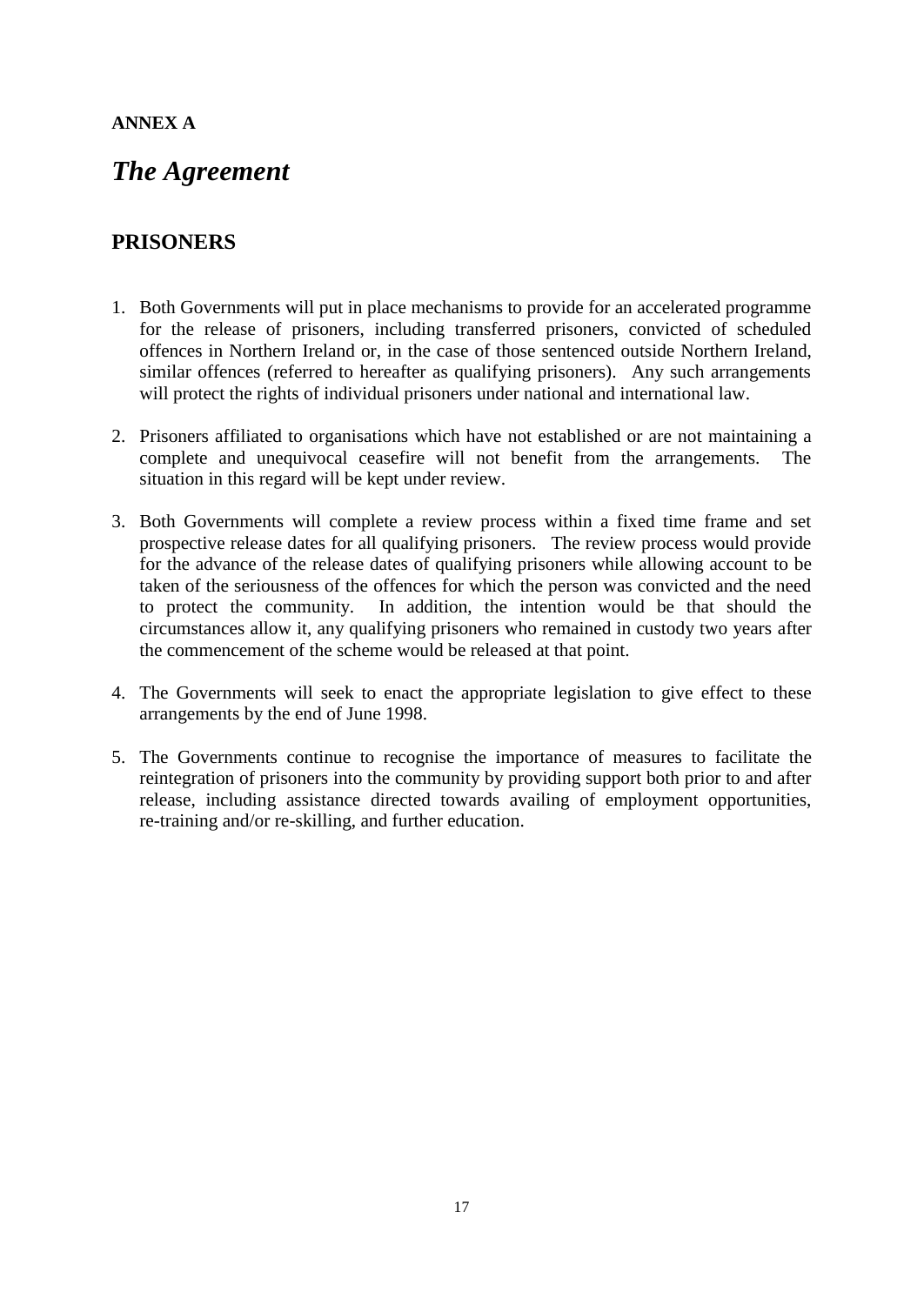**ANNEX A**

# *The Agreement*

## PRISONERS

1. Both Governments will put in place mechanisms to provide for an accelerated programme for the release of prisoners, including transferred prisoners, convicted of scheduled offences in Northern Ireland or, in the case of those sentenced outside Northern Ireland, similar offences (referred to hereafter as qualifying prisoners). Any such arrangements will protect the rights of individual prisoners under national and international law.

2. Prisoners affiliated to organisations which have not established or are not maintaining a complete and unequivocal ceasefire will not benefit from the arrangements. The situation in this regard will be kept under review.

3. Both Governments will complete a review process within a fixed time frame and set prospective release dates for all qualifying prisoners. The review process would provide for the advance of the release dates of qualifying prisoners while allowing account to be taken of the seriousness of the offences for which the person was convicted and the need to protect the community. In addition, the intention would be that should the circumstances allow it, any qualifying prisoners who remained in custody two years after the commencement of the scheme would be released at that point.

4. The Governments will seek to enact the appropriate legislation to give effect to these arrangements by the end of June 1998.

5. The Governments continue to recognise the importance of measures to facilitate the reintegration of prisoners into the community by providing support both prior to and after release, including assistance directed towards availing of employment opportunities, re-training and/or re-skilling, and further education.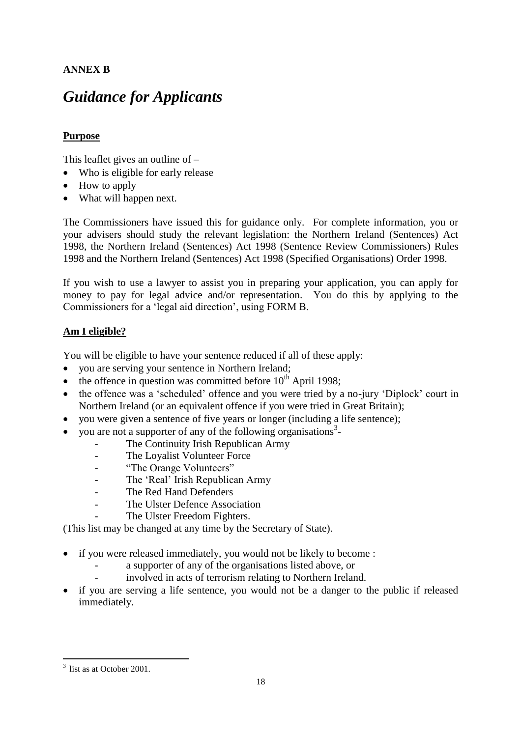**ANNEX B**

# *Guidance for Applicants*

## Purpose

This leaflet gives an outline of –

- Who is eligible for early release
- How to apply
- What will happen next.

The Commissioners have issued this for guidance only. For complete information, you or your advisers should study the relevant legislation: the Northern Ireland (Sentences) Act 1998, the Northern Ireland (Sentences) Act 1998 (Sentence Review Commissioners) Rules 1998 and the Northern Ireland (Sentences) Act 1998 (Specified Organisations) Order 1998.

If you wish to use a lawyer to assist you in preparing your application, you can apply for money to pay for legal advice and/or representation. You do this by applying to the Commissioners for a 'legal aid direction', using FORM B.

## Am I eligible?

You will be eligible to have your sentence reduced if all of these apply:

- you are serving your sentence in Northern Ireland;
- the offence in question was committed before 10th April 1998;
- the offence was a 'scheduled' offence and you were tried by a no-jury 'Diplock' court in Northern Ireland (or an equivalent offence if you were tried in Great Britain);
- you were given a sentence of five years or longer (including a life sentence);
- you are not a supporter of any of the following organisations[3]-
  - The Continuity Irish Republican Army
  - The Loyalist Volunteer Force
  - "The Orange Volunteers"
  - The 'Real' Irish Republican Army
  - The Red Hand Defenders
  - The Ulster Defence Association
  - The Ulster Freedom Fighters.

(This list may be changed at any time by the Secretary of State).

- if you were released immediately, you would not be likely to become :
  - a supporter of any of the organisations listed above, or
  - involved in acts of terrorism relating to Northern Ireland.
- if you are serving a life sentence, you would not be a danger to the public if released immediately.

---

[3] list as at October 2001.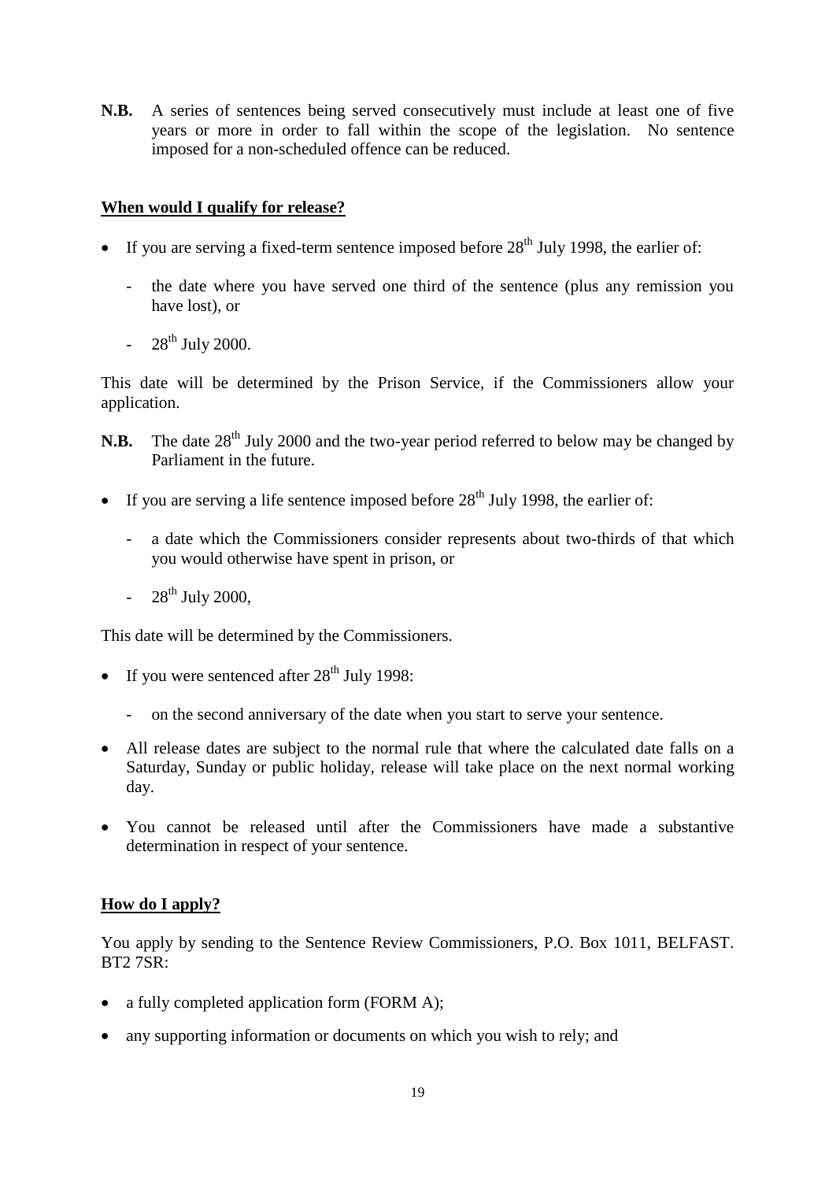**N.B.** A series of sentences being served consecutively must include at least one of five years or more in order to fall within the scope of the legislation. No sentence imposed for a non-scheduled offence can be reduced.

**When would I qualify for release?**

- If you are serving a fixed-term sentence imposed before 28th July 1998, the earlier of:
  - the date where you have served one third of the sentence (plus any remission you have lost), or
  - 28th July 2000.

This date will be determined by the Prison Service, if the Commissioners allow your application.

**N.B.** The date 28th July 2000 and the two-year period referred to below may be changed by Parliament in the future.

- If you are serving a life sentence imposed before 28th July 1998, the earlier of:
  - a date which the Commissioners consider represents about two-thirds of that which you would otherwise have spent in prison, or
  - 28th July 2000,

This date will be determined by the Commissioners.

- If you were sentenced after 28th July 1998:
  - on the second anniversary of the date when you start to serve your sentence.
- All release dates are subject to the normal rule that where the calculated date falls on a Saturday, Sunday or public holiday, release will take place on the next normal working day.
- You cannot be released until after the Commissioners have made a substantive determination in respect of your sentence.

**How do I apply?**

You apply by sending to the Sentence Review Commissioners, P.O. Box 1011, BELFAST. BT2 7SR:

- a fully completed application form (FORM A);
- any supporting information or documents on which you wish to rely; and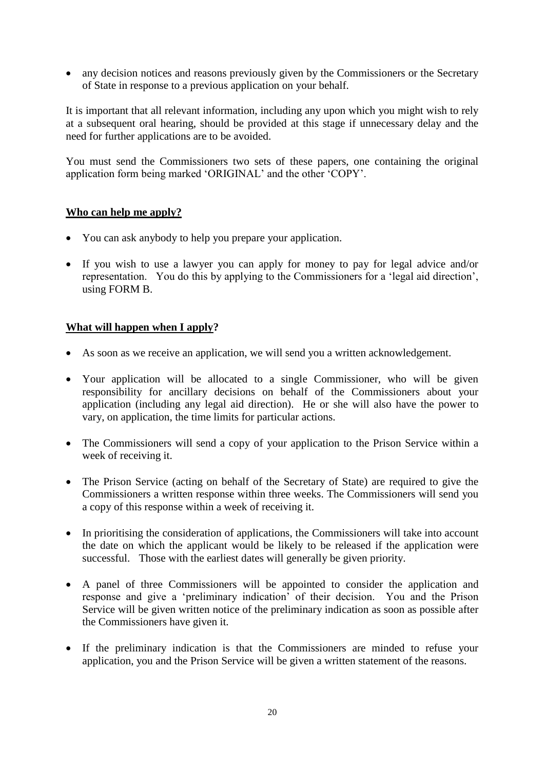- any decision notices and reasons previously given by the Commissioners or the Secretary of State in response to a previous application on your behalf.

It is important that all relevant information, including any upon which you might wish to rely at a subsequent oral hearing, should be provided at this stage if unnecessary delay and the need for further applications are to be avoided.

You must send the Commissioners two sets of these papers, one containing the original application form being marked 'ORIGINAL' and the other 'COPY'.

**Who can help me apply?**

- You can ask anybody to help you prepare your application.
- If you wish to use a lawyer you can apply for money to pay for legal advice and/or representation. You do this by applying to the Commissioners for a 'legal aid direction', using FORM B.

**What will happen when I apply?**

- As soon as we receive an application, we will send you a written acknowledgement.
- Your application will be allocated to a single Commissioner, who will be given responsibility for ancillary decisions on behalf of the Commissioners about your application (including any legal aid direction). He or she will also have the power to vary, on application, the time limits for particular actions.
- The Commissioners will send a copy of your application to the Prison Service within a week of receiving it.
- The Prison Service (acting on behalf of the Secretary of State) are required to give the Commissioners a written response within three weeks. The Commissioners will send you a copy of this response within a week of receiving it.
- In prioritising the consideration of applications, the Commissioners will take into account the date on which the applicant would be likely to be released if the application were successful. Those with the earliest dates will generally be given priority.
- A panel of three Commissioners will be appointed to consider the application and response and give a 'preliminary indication' of their decision. You and the Prison Service will be given written notice of the preliminary indication as soon as possible after the Commissioners have given it.
- If the preliminary indication is that the Commissioners are minded to refuse your application, you and the Prison Service will be given a written statement of the reasons.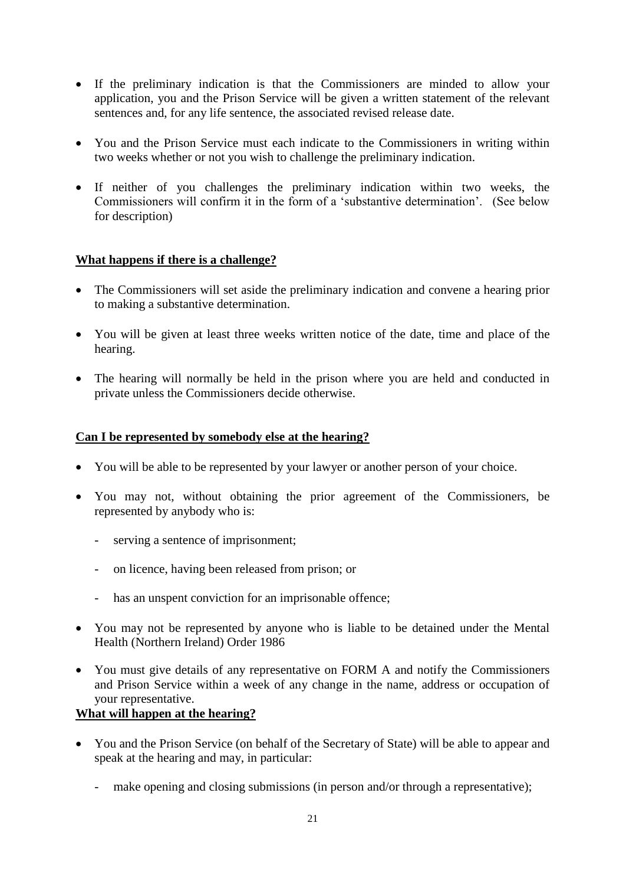- If the preliminary indication is that the Commissioners are minded to allow your application, you and the Prison Service will be given a written statement of the relevant sentences and, for any life sentence, the associated revised release date.
- You and the Prison Service must each indicate to the Commissioners in writing within two weeks whether or not you wish to challenge the preliminary indication.
- If neither of you challenges the preliminary indication within two weeks, the Commissioners will confirm it in the form of a 'substantive determination'. (See below for description)

**What happens if there is a challenge?**

- The Commissioners will set aside the preliminary indication and convene a hearing prior to making a substantive determination.
- You will be given at least three weeks written notice of the date, time and place of the hearing.
- The hearing will normally be held in the prison where you are held and conducted in private unless the Commissioners decide otherwise.

**Can I be represented by somebody else at the hearing?**

- You will be able to be represented by your lawyer or another person of your choice.
- You may not, without obtaining the prior agreement of the Commissioners, be represented by anybody who is:
  - serving a sentence of imprisonment;
  - on licence, having been released from prison; or
  - has an unspent conviction for an imprisonable offence;
- You may not be represented by anyone who is liable to be detained under the Mental Health (Northern Ireland) Order 1986
- You must give details of any representative on FORM A and notify the Commissioners and Prison Service within a week of any change in the name, address or occupation of your representative.

**What will happen at the hearing?**

- You and the Prison Service (on behalf of the Secretary of State) will be able to appear and speak at the hearing and may, in particular:
  - make opening and closing submissions (in person and/or through a representative);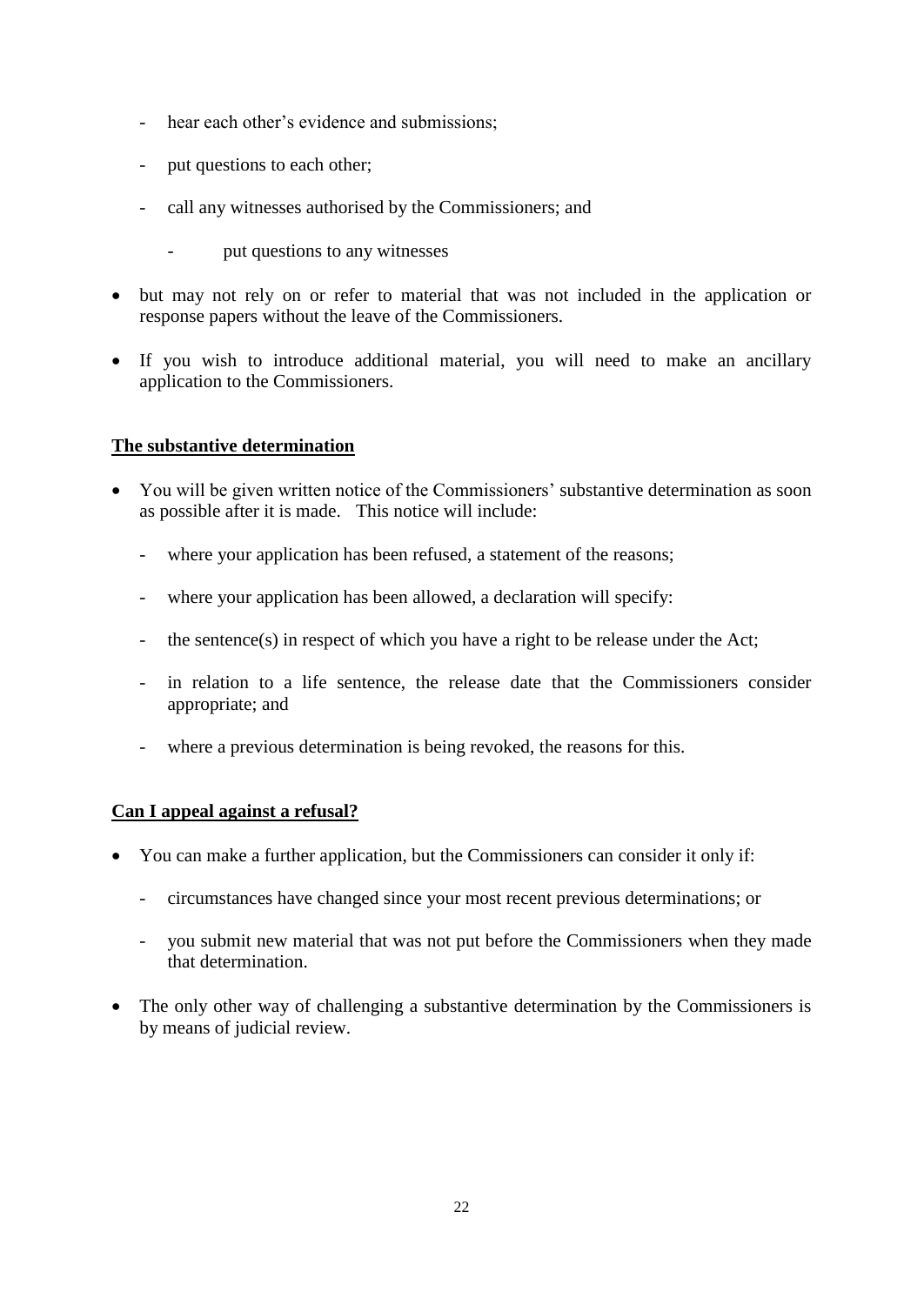- hear each other's evidence and submissions;
- put questions to each other;
- call any witnesses authorised by the Commissioners; and
  - put questions to any witnesses

- but may not rely on or refer to material that was not included in the application or response papers without the leave of the Commissioners.
- If you wish to introduce additional material, you will need to make an ancillary application to the Commissioners.

**The substantive determination**

- You will be given written notice of the Commissioners' substantive determination as soon as possible after it is made. This notice will include:
  - where your application has been refused, a statement of the reasons;
  - where your application has been allowed, a declaration will specify:
  - the sentence(s) in respect of which you have a right to be release under the Act;
  - in relation to a life sentence, the release date that the Commissioners consider appropriate; and
  - where a previous determination is being revoked, the reasons for this.

**Can I appeal against a refusal?**

- You can make a further application, but the Commissioners can consider it only if:
  - circumstances have changed since your most recent previous determinations; or
  - you submit new material that was not put before the Commissioners when they made that determination.
- The only other way of challenging a substantive determination by the Commissioners is by means of judicial review.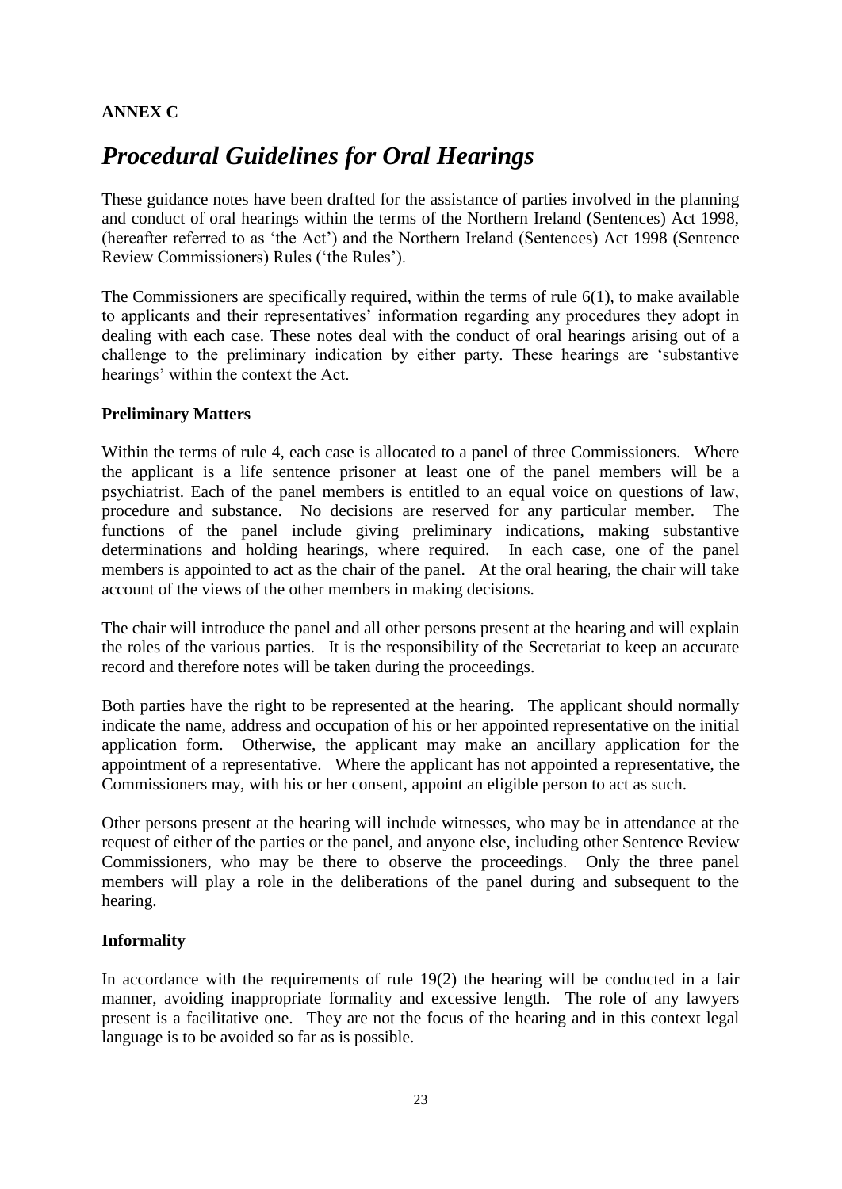**ANNEX C**

# *Procedural Guidelines for Oral Hearings*

These guidance notes have been drafted for the assistance of parties involved in the planning and conduct of oral hearings within the terms of the Northern Ireland (Sentences) Act 1998, (hereafter referred to as 'the Act') and the Northern Ireland (Sentences) Act 1998 (Sentence Review Commissioners) Rules ('the Rules').

The Commissioners are specifically required, within the terms of rule 6(1), to make available to applicants and their representatives' information regarding any procedures they adopt in dealing with each case. These notes deal with the conduct of oral hearings arising out of a challenge to the preliminary indication by either party. These hearings are 'substantive hearings' within the context the Act.

**Preliminary Matters**

Within the terms of rule 4, each case is allocated to a panel of three Commissioners. Where the applicant is a life sentence prisoner at least one of the panel members will be a psychiatrist. Each of the panel members is entitled to an equal voice on questions of law, procedure and substance. No decisions are reserved for any particular member. The functions of the panel include giving preliminary indications, making substantive determinations and holding hearings, where required. In each case, one of the panel members is appointed to act as the chair of the panel. At the oral hearing, the chair will take account of the views of the other members in making decisions.

The chair will introduce the panel and all other persons present at the hearing and will explain the roles of the various parties. It is the responsibility of the Secretariat to keep an accurate record and therefore notes will be taken during the proceedings.

Both parties have the right to be represented at the hearing. The applicant should normally indicate the name, address and occupation of his or her appointed representative on the initial application form. Otherwise, the applicant may make an ancillary application for the appointment of a representative. Where the applicant has not appointed a representative, the Commissioners may, with his or her consent, appoint an eligible person to act as such.

Other persons present at the hearing will include witnesses, who may be in attendance at the request of either of the parties or the panel, and anyone else, including other Sentence Review Commissioners, who may be there to observe the proceedings. Only the three panel members will play a role in the deliberations of the panel during and subsequent to the hearing.

**Informality**

In accordance with the requirements of rule 19(2) the hearing will be conducted in a fair manner, avoiding inappropriate formality and excessive length. The role of any lawyers present is a facilitative one. They are not the focus of the hearing and in this context legal language is to be avoided so far as is possible.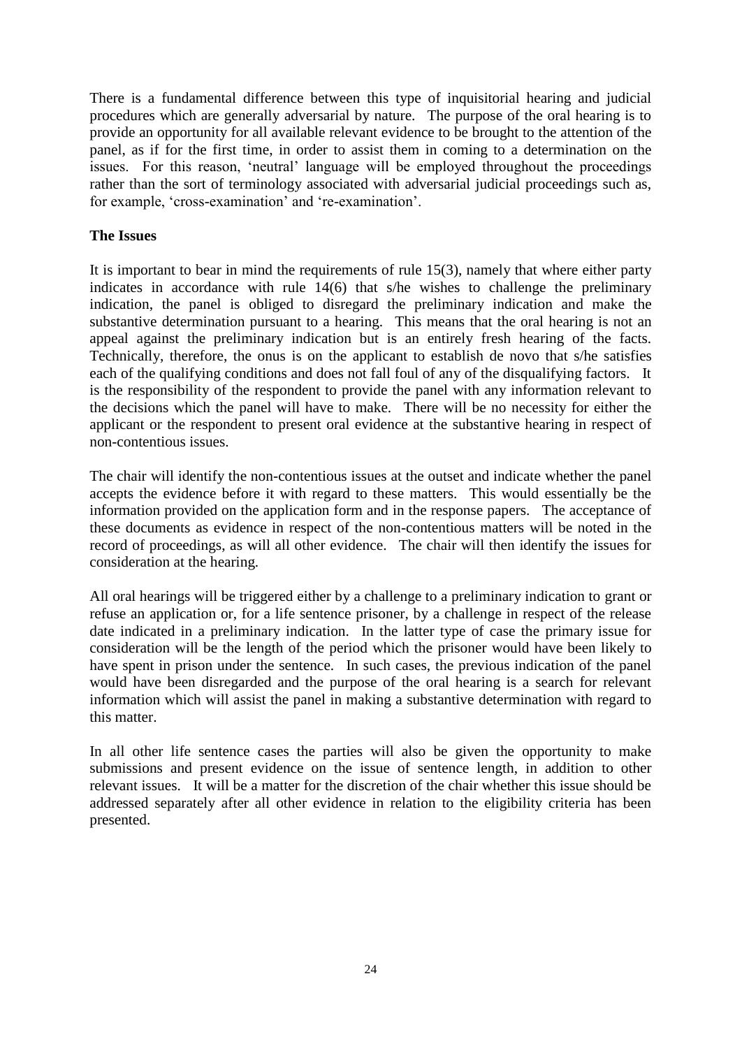There is a fundamental difference between this type of inquisitorial hearing and judicial procedures which are generally adversarial by nature. The purpose of the oral hearing is to provide an opportunity for all available relevant evidence to be brought to the attention of the panel, as if for the first time, in order to assist them in coming to a determination on the issues. For this reason, 'neutral' language will be employed throughout the proceedings rather than the sort of terminology associated with adversarial judicial proceedings such as, for example, 'cross-examination' and 're-examination'.

**The Issues**

It is important to bear in mind the requirements of rule 15(3), namely that where either party indicates in accordance with rule 14(6) that s/he wishes to challenge the preliminary indication, the panel is obliged to disregard the preliminary indication and make the substantive determination pursuant to a hearing. This means that the oral hearing is not an appeal against the preliminary indication but is an entirely fresh hearing of the facts. Technically, therefore, the onus is on the applicant to establish de novo that s/he satisfies each of the qualifying conditions and does not fall foul of any of the disqualifying factors. It is the responsibility of the respondent to provide the panel with any information relevant to the decisions which the panel will have to make. There will be no necessity for either the applicant or the respondent to present oral evidence at the substantive hearing in respect of non-contentious issues.

The chair will identify the non-contentious issues at the outset and indicate whether the panel accepts the evidence before it with regard to these matters. This would essentially be the information provided on the application form and in the response papers. The acceptance of these documents as evidence in respect of the non-contentious matters will be noted in the record of proceedings, as will all other evidence. The chair will then identify the issues for consideration at the hearing.

All oral hearings will be triggered either by a challenge to a preliminary indication to grant or refuse an application or, for a life sentence prisoner, by a challenge in respect of the release date indicated in a preliminary indication. In the latter type of case the primary issue for consideration will be the length of the period which the prisoner would have been likely to have spent in prison under the sentence. In such cases, the previous indication of the panel would have been disregarded and the purpose of the oral hearing is a search for relevant information which will assist the panel in making a substantive determination with regard to this matter.

In all other life sentence cases the parties will also be given the opportunity to make submissions and present evidence on the issue of sentence length, in addition to other relevant issues. It will be a matter for the discretion of the chair whether this issue should be addressed separately after all other evidence in relation to the eligibility criteria has been presented.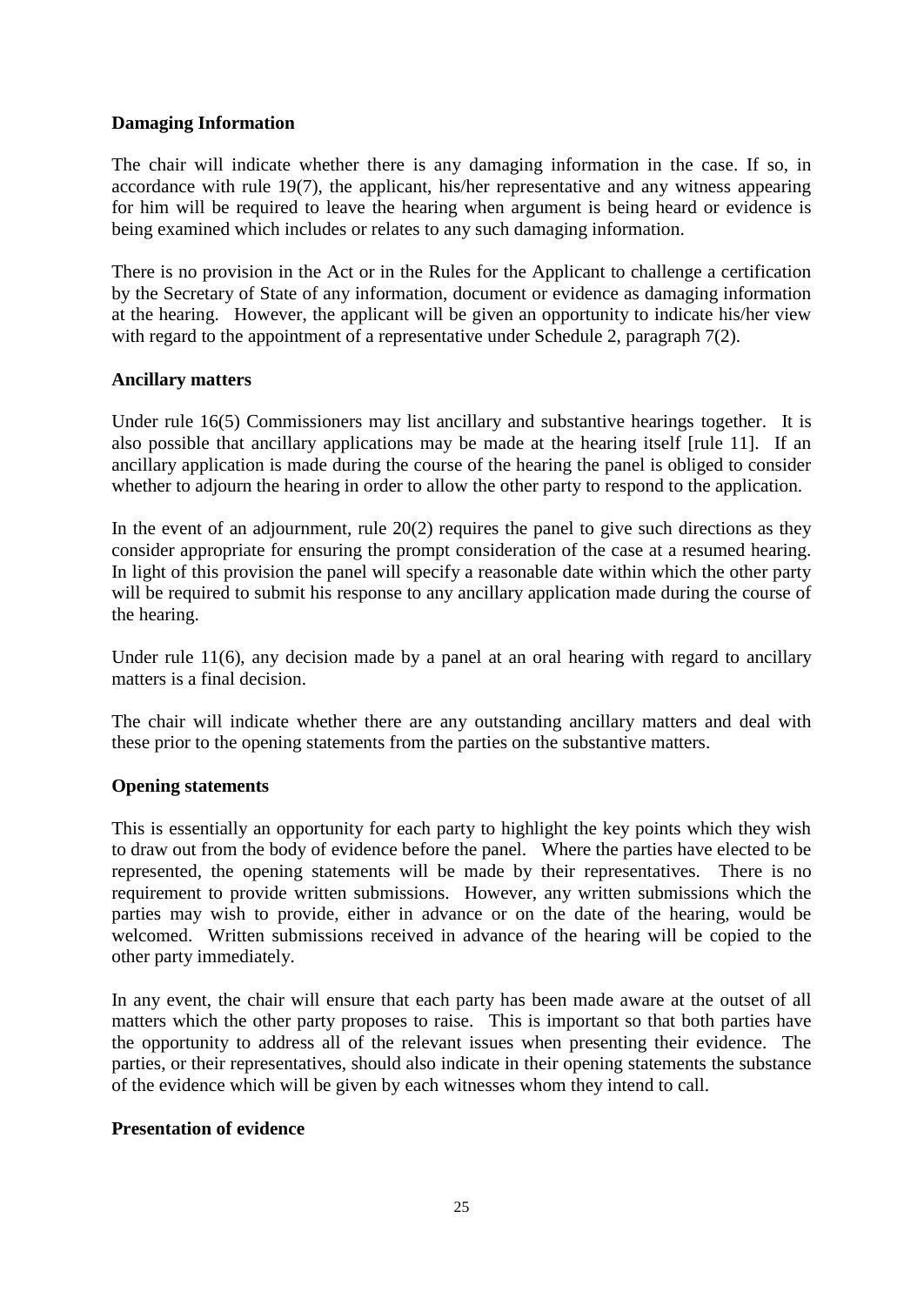**Damaging Information**

The chair will indicate whether there is any damaging information in the case. If so, in accordance with rule 19(7), the applicant, his/her representative and any witness appearing for him will be required to leave the hearing when argument is being heard or evidence is being examined which includes or relates to any such damaging information.

There is no provision in the Act or in the Rules for the Applicant to challenge a certification by the Secretary of State of any information, document or evidence as damaging information at the hearing. However, the applicant will be given an opportunity to indicate his/her view with regard to the appointment of a representative under Schedule 2, paragraph 7(2).

**Ancillary matters**

Under rule 16(5) Commissioners may list ancillary and substantive hearings together. It is also possible that ancillary applications may be made at the hearing itself [rule 11]. If an ancillary application is made during the course of the hearing the panel is obliged to consider whether to adjourn the hearing in order to allow the other party to respond to the application.

In the event of an adjournment, rule 20(2) requires the panel to give such directions as they consider appropriate for ensuring the prompt consideration of the case at a resumed hearing. In light of this provision the panel will specify a reasonable date within which the other party will be required to submit his response to any ancillary application made during the course of the hearing.

Under rule 11(6), any decision made by a panel at an oral hearing with regard to ancillary matters is a final decision.

The chair will indicate whether there are any outstanding ancillary matters and deal with these prior to the opening statements from the parties on the substantive matters.

**Opening statements**

This is essentially an opportunity for each party to highlight the key points which they wish to draw out from the body of evidence before the panel. Where the parties have elected to be represented, the opening statements will be made by their representatives. There is no requirement to provide written submissions. However, any written submissions which the parties may wish to provide, either in advance or on the date of the hearing, would be welcomed. Written submissions received in advance of the hearing will be copied to the other party immediately.

In any event, the chair will ensure that each party has been made aware at the outset of all matters which the other party proposes to raise. This is important so that both parties have the opportunity to address all of the relevant issues when presenting their evidence. The parties, or their representatives, should also indicate in their opening statements the substance of the evidence which will be given by each witnesses whom they intend to call.

**Presentation of evidence**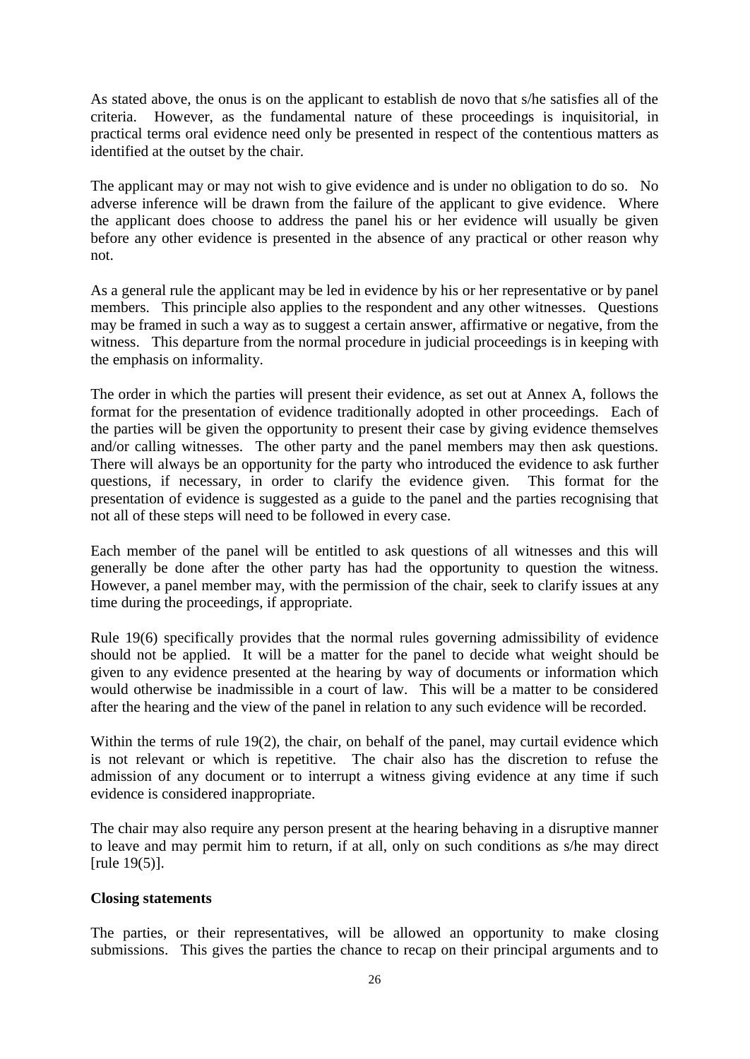As stated above, the onus is on the applicant to establish de novo that s/he satisfies all of the criteria. However, as the fundamental nature of these proceedings is inquisitorial, in practical terms oral evidence need only be presented in respect of the contentious matters as identified at the outset by the chair.

The applicant may or may not wish to give evidence and is under no obligation to do so. No adverse inference will be drawn from the failure of the applicant to give evidence. Where the applicant does choose to address the panel his or her evidence will usually be given before any other evidence is presented in the absence of any practical or other reason why not.

As a general rule the applicant may be led in evidence by his or her representative or by panel members. This principle also applies to the respondent and any other witnesses. Questions may be framed in such a way as to suggest a certain answer, affirmative or negative, from the witness. This departure from the normal procedure in judicial proceedings is in keeping with the emphasis on informality.

The order in which the parties will present their evidence, as set out at Annex A, follows the format for the presentation of evidence traditionally adopted in other proceedings. Each of the parties will be given the opportunity to present their case by giving evidence themselves and/or calling witnesses. The other party and the panel members may then ask questions. There will always be an opportunity for the party who introduced the evidence to ask further questions, if necessary, in order to clarify the evidence given. This format for the presentation of evidence is suggested as a guide to the panel and the parties recognising that not all of these steps will need to be followed in every case.

Each member of the panel will be entitled to ask questions of all witnesses and this will generally be done after the other party has had the opportunity to question the witness. However, a panel member may, with the permission of the chair, seek to clarify issues at any time during the proceedings, if appropriate.

Rule 19(6) specifically provides that the normal rules governing admissibility of evidence should not be applied. It will be a matter for the panel to decide what weight should be given to any evidence presented at the hearing by way of documents or information which would otherwise be inadmissible in a court of law. This will be a matter to be considered after the hearing and the view of the panel in relation to any such evidence will be recorded.

Within the terms of rule 19(2), the chair, on behalf of the panel, may curtail evidence which is not relevant or which is repetitive. The chair also has the discretion to refuse the admission of any document or to interrupt a witness giving evidence at any time if such evidence is considered inappropriate.

The chair may also require any person present at the hearing behaving in a disruptive manner to leave and may permit him to return, if at all, only on such conditions as s/he may direct [rule 19(5)].

**Closing statements**

The parties, or their representatives, will be allowed an opportunity to make closing submissions. This gives the parties the chance to recap on their principal arguments and to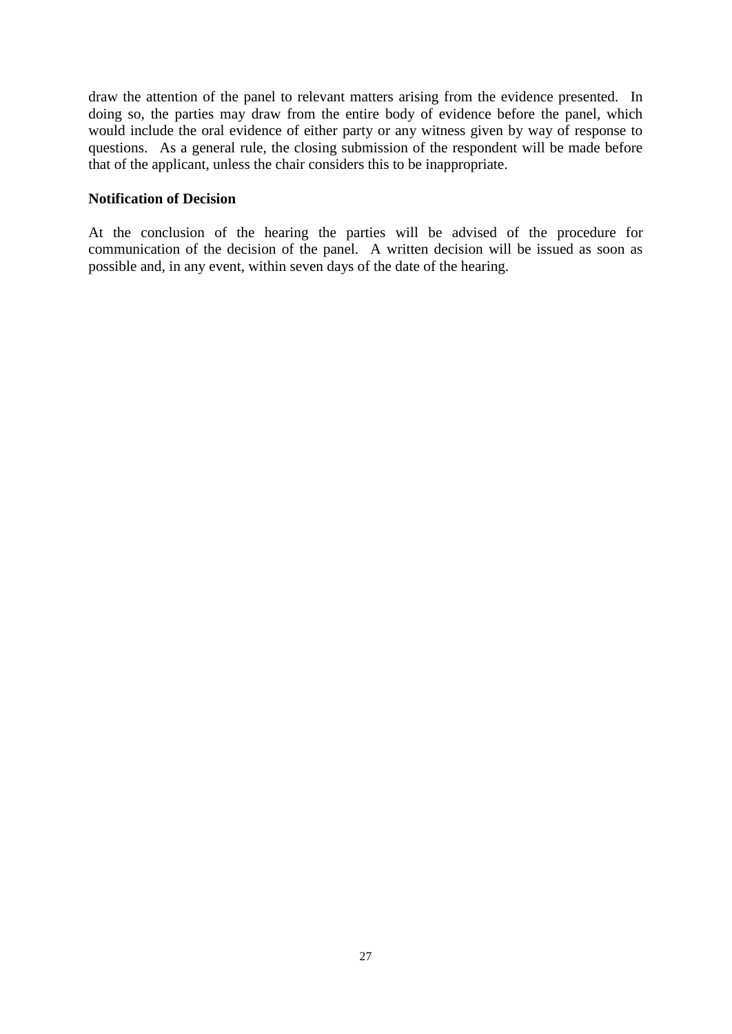draw the attention of the panel to relevant matters arising from the evidence presented. In doing so, the parties may draw from the entire body of evidence before the panel, which would include the oral evidence of either party or any witness given by way of response to questions. As a general rule, the closing submission of the respondent will be made before that of the applicant, unless the chair considers this to be inappropriate.

**Notification of Decision**

At the conclusion of the hearing the parties will be advised of the procedure for communication of the decision of the panel. A written decision will be issued as soon as possible and, in any event, within seven days of the date of the hearing.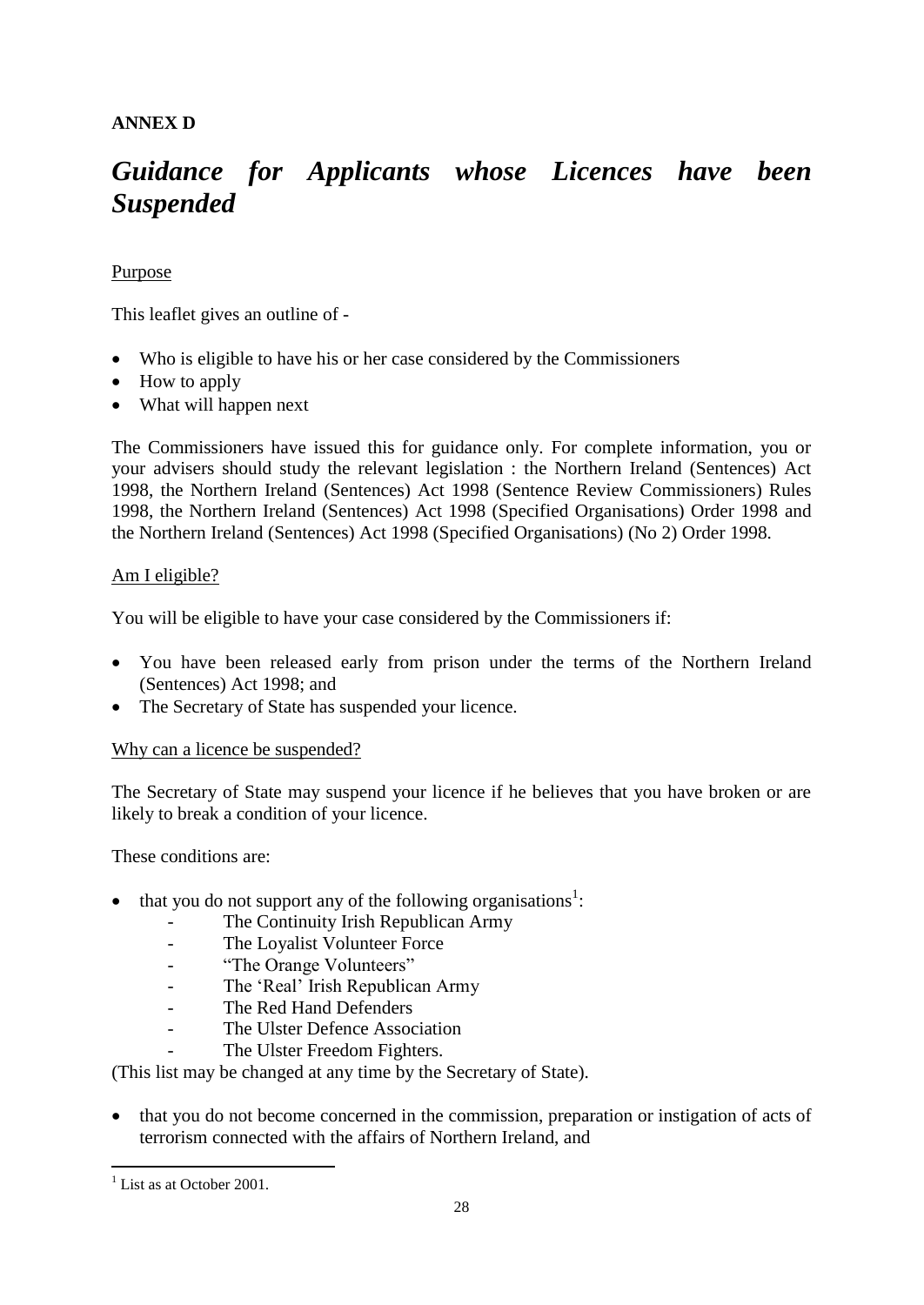**ANNEX D**

# *Guidance for Applicants whose Licences have been Suspended*

## Purpose

This leaflet gives an outline of -

- Who is eligible to have his or her case considered by the Commissioners
- How to apply
- What will happen next

The Commissioners have issued this for guidance only. For complete information, you or your advisers should study the relevant legislation : the Northern Ireland (Sentences) Act 1998, the Northern Ireland (Sentences) Act 1998 (Sentence Review Commissioners) Rules 1998, the Northern Ireland (Sentences) Act 1998 (Specified Organisations) Order 1998 and the Northern Ireland (Sentences) Act 1998 (Specified Organisations) (No 2) Order 1998.

## Am I eligible?

You will be eligible to have your case considered by the Commissioners if:

- You have been released early from prison under the terms of the Northern Ireland (Sentences) Act 1998; and
- The Secretary of State has suspended your licence.

## Why can a licence be suspended?

The Secretary of State may suspend your licence if he believes that you have broken or are likely to break a condition of your licence.

These conditions are:

- that you do not support any of the following organisations[1]:
  - The Continuity Irish Republican Army
  - The Loyalist Volunteer Force
  - "The Orange Volunteers"
  - The 'Real' Irish Republican Army
  - The Red Hand Defenders
  - The Ulster Defence Association
  - The Ulster Freedom Fighters.

(This list may be changed at any time by the Secretary of State).

- that you do not become concerned in the commission, preparation or instigation of acts of terrorism connected with the affairs of Northern Ireland, and

---

[1] List as at October 2001.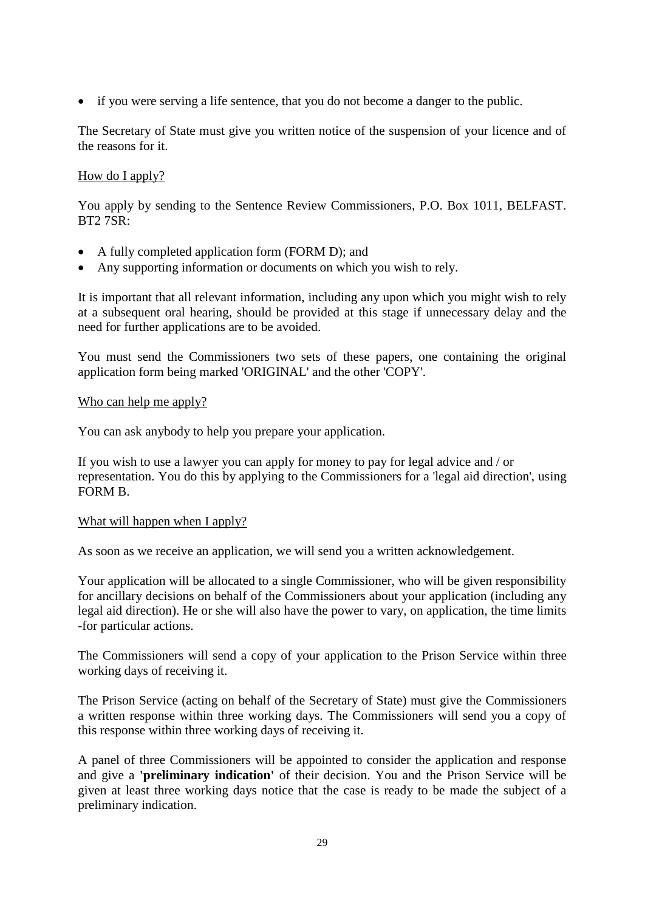- if you were serving a life sentence, that you do not become a danger to the public.

The Secretary of State must give you written notice of the suspension of your licence and of the reasons for it.

<u>How do I apply?</u>

You apply by sending to the Sentence Review Commissioners, P.O. Box 1011, BELFAST. BT2 7SR:

- A fully completed application form (FORM D); and
- Any supporting information or documents on which you wish to rely.

It is important that all relevant information, including any upon which you might wish to rely at a subsequent oral hearing, should be provided at this stage if unnecessary delay and the need for further applications are to be avoided.

You must send the Commissioners two sets of these papers, one containing the original application form being marked 'ORIGINAL' and the other 'COPY'.

<u>Who can help me apply?</u>

You can ask anybody to help you prepare your application.

If you wish to use a lawyer you can apply for money to pay for legal advice and / or representation. You do this by applying to the Commissioners for a 'legal aid direction', using FORM B.

<u>What will happen when I apply?</u>

As soon as we receive an application, we will send you a written acknowledgement.

Your application will be allocated to a single Commissioner, who will be given responsibility for ancillary decisions on behalf of the Commissioners about your application (including any legal aid direction). He or she will also have the power to vary, on application, the time limits -for particular actions.

The Commissioners will send a copy of your application to the Prison Service within three working days of receiving it.

The Prison Service (acting on behalf of the Secretary of State) must give the Commissioners a written response within three working days. The Commissioners will send you a copy of this response within three working days of receiving it.

A panel of three Commissioners will be appointed to consider the application and response and give a **'preliminary indication'** of their decision. You and the Prison Service will be given at least three working days notice that the case is ready to be made the subject of a preliminary indication.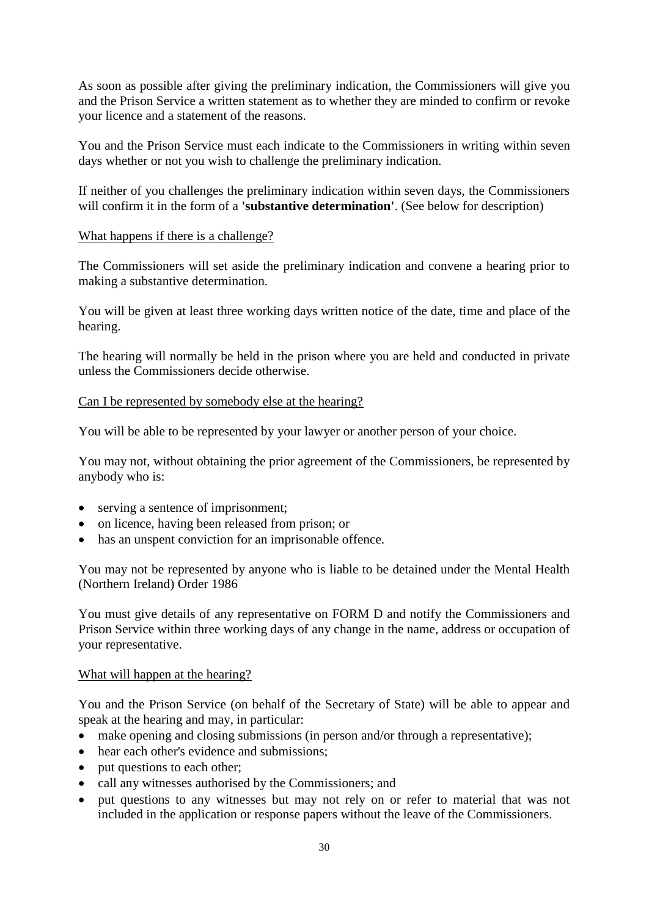As soon as possible after giving the preliminary indication, the Commissioners will give you and the Prison Service a written statement as to whether they are minded to confirm or revoke your licence and a statement of the reasons.

You and the Prison Service must each indicate to the Commissioners in writing within seven days whether or not you wish to challenge the preliminary indication.

If neither of you challenges the preliminary indication within seven days, the Commissioners will confirm it in the form of a **'substantive determination'**. (See below for description)

What happens if there is a challenge?

The Commissioners will set aside the preliminary indication and convene a hearing prior to making a substantive determination.

You will be given at least three working days written notice of the date, time and place of the hearing.

The hearing will normally be held in the prison where you are held and conducted in private unless the Commissioners decide otherwise.

Can I be represented by somebody else at the hearing?

You will be able to be represented by your lawyer or another person of your choice.

You may not, without obtaining the prior agreement of the Commissioners, be represented by anybody who is:

- serving a sentence of imprisonment;
- on licence, having been released from prison; or
- has an unspent conviction for an imprisonable offence.

You may not be represented by anyone who is liable to be detained under the Mental Health (Northern Ireland) Order 1986

You must give details of any representative on FORM D and notify the Commissioners and Prison Service within three working days of any change in the name, address or occupation of your representative.

What will happen at the hearing?

You and the Prison Service (on behalf of the Secretary of State) will be able to appear and speak at the hearing and may, in particular:

- make opening and closing submissions (in person and/or through a representative);
- hear each other's evidence and submissions;
- put questions to each other;
- call any witnesses authorised by the Commissioners; and
- put questions to any witnesses but may not rely on or refer to material that was not included in the application or response papers without the leave of the Commissioners.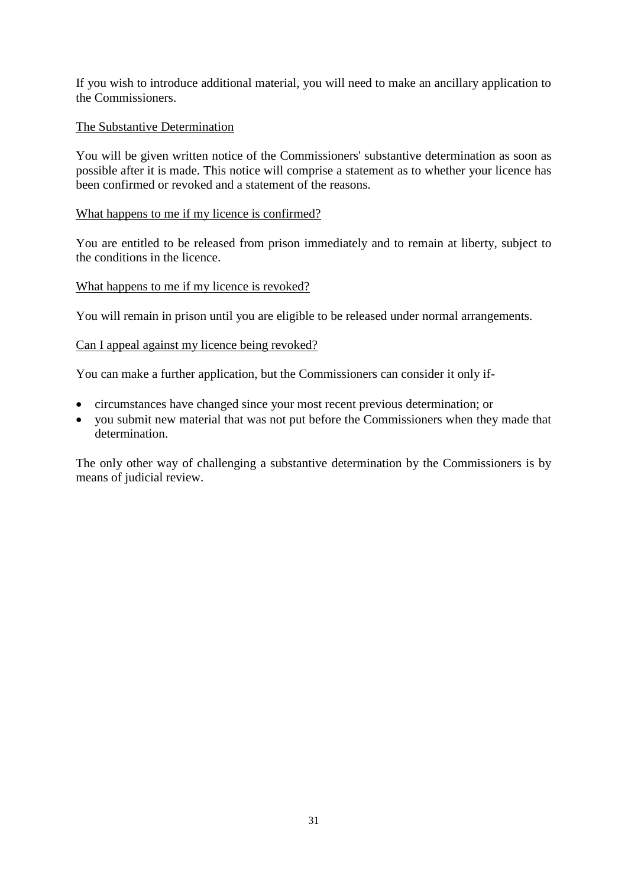If you wish to introduce additional material, you will need to make an ancillary application to the Commissioners.

### The Substantive Determination

You will be given written notice of the Commissioners' substantive determination as soon as possible after it is made. This notice will comprise a statement as to whether your licence has been confirmed or revoked and a statement of the reasons.

### What happens to me if my licence is confirmed?

You are entitled to be released from prison immediately and to remain at liberty, subject to the conditions in the licence.

### What happens to me if my licence is revoked?

You will remain in prison until you are eligible to be released under normal arrangements.

### Can I appeal against my licence being revoked?

You can make a further application, but the Commissioners can consider it only if-

- circumstances have changed since your most recent previous determination; or
- you submit new material that was not put before the Commissioners when they made that determination.

The only other way of challenging a substantive determination by the Commissioners is by means of judicial review.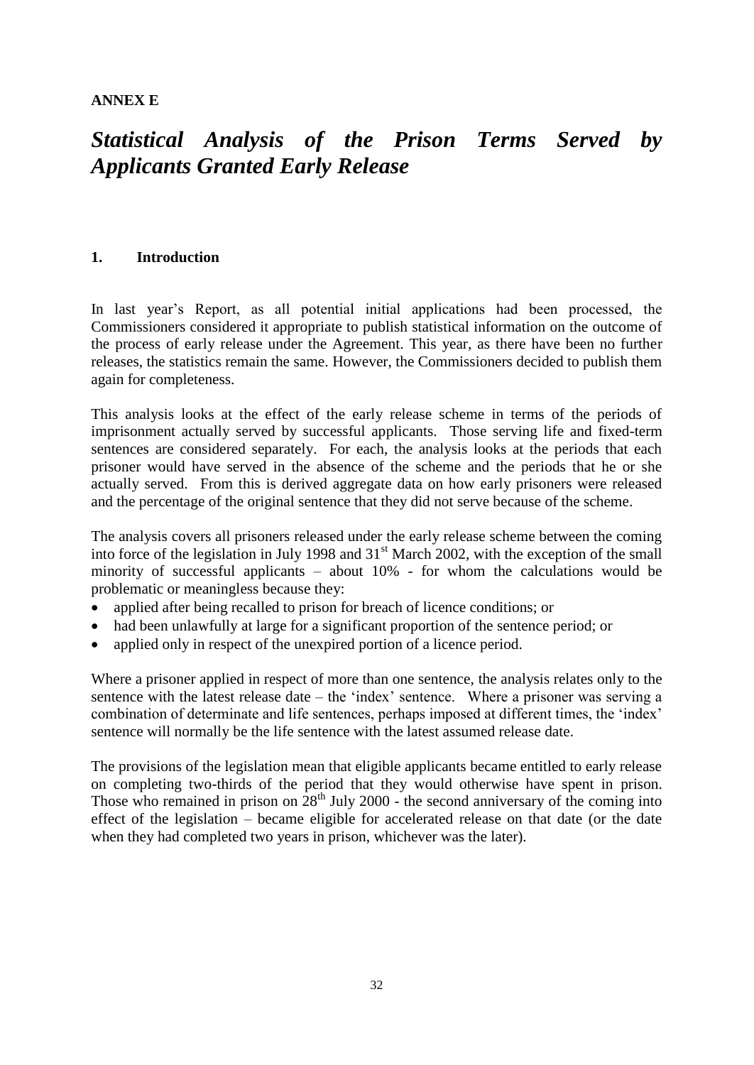**ANNEX E**

# *Statistical Analysis of the Prison Terms Served by Applicants Granted Early Release*

## 1. Introduction

In last year's Report, as all potential initial applications had been processed, the Commissioners considered it appropriate to publish statistical information on the outcome of the process of early release under the Agreement. This year, as there have been no further releases, the statistics remain the same. However, the Commissioners decided to publish them again for completeness.

This analysis looks at the effect of the early release scheme in terms of the periods of imprisonment actually served by successful applicants. Those serving life and fixed-term sentences are considered separately. For each, the analysis looks at the periods that each prisoner would have served in the absence of the scheme and the periods that he or she actually served. From this is derived aggregate data on how early prisoners were released and the percentage of the original sentence that they did not serve because of the scheme.

The analysis covers all prisoners released under the early release scheme between the coming into force of the legislation in July 1998 and 31st March 2002, with the exception of the small minority of successful applicants – about 10% - for whom the calculations would be problematic or meaningless because they:

- applied after being recalled to prison for breach of licence conditions; or
- had been unlawfully at large for a significant proportion of the sentence period; or
- applied only in respect of the unexpired portion of a licence period.

Where a prisoner applied in respect of more than one sentence, the analysis relates only to the sentence with the latest release date – the 'index' sentence. Where a prisoner was serving a combination of determinate and life sentences, perhaps imposed at different times, the 'index' sentence will normally be the life sentence with the latest assumed release date.

The provisions of the legislation mean that eligible applicants became entitled to early release on completing two-thirds of the period that they would otherwise have spent in prison. Those who remained in prison on 28th July 2000 - the second anniversary of the coming into effect of the legislation – became eligible for accelerated release on that date (or the date when they had completed two years in prison, whichever was the later).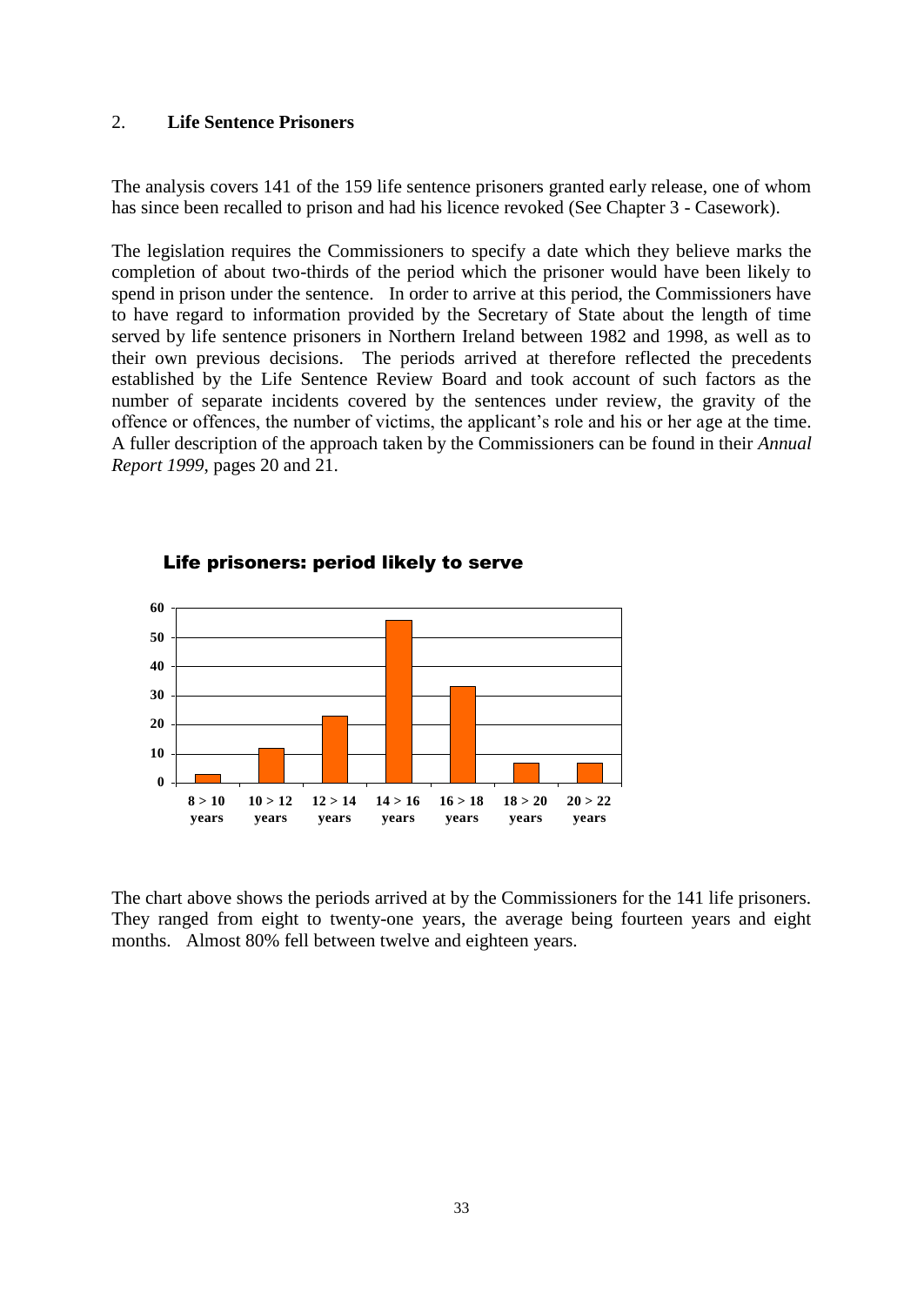## 2. Life Sentence Prisoners

The analysis covers 141 of the 159 life sentence prisoners granted early release, one of whom has since been recalled to prison and had his licence revoked (See Chapter 3 - Casework).

The legislation requires the Commissioners to specify a date which they believe marks the completion of about two-thirds of the period which the prisoner would have been likely to spend in prison under the sentence. In order to arrive at this period, the Commissioners have to have regard to information provided by the Secretary of State about the length of time served by life sentence prisoners in Northern Ireland between 1982 and 1998, as well as to their own previous decisions. The periods arrived at therefore reflected the precedents established by the Life Sentence Review Board and took account of such factors as the number of separate incidents covered by the sentences under review, the gravity of the offence or offences, the number of victims, the applicant's role and his or her age at the time. A fuller description of the approach taken by the Commissioners can be found in their *Annual Report 1999*, pages 20 and 21.

**Life prisoners: period likely to serve**

| Period | Number |
|---|---|
| 8 > 10 years | 3 |
| 10 > 12 years | 12 |
| 12 > 14 years | 23 |
| 14 > 16 years | 56 |
| 16 > 18 years | 33 |
| 18 > 20 years | 7 |
| 20 > 22 years | 7 |

The chart above shows the periods arrived at by the Commissioners for the 141 life prisoners. They ranged from eight to twenty-one years, the average being fourteen years and eight months. Almost 80% fell between twelve and eighteen years.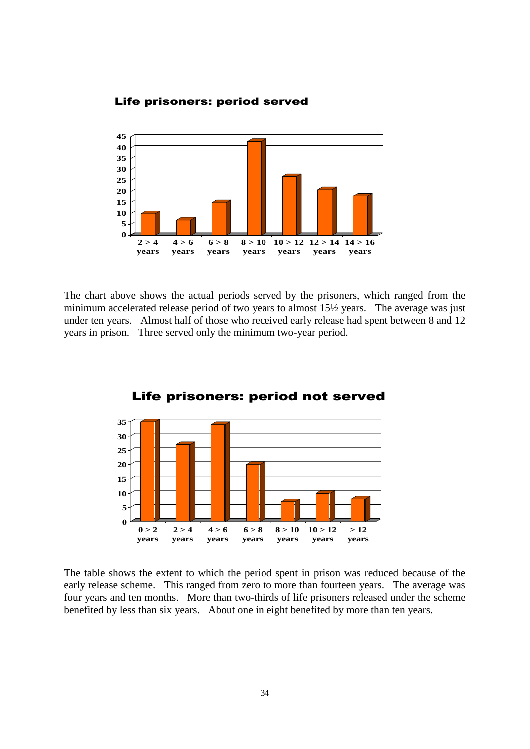**Life prisoners: period served**

| Period | 2 > 4 years | 4 > 6 years | 6 > 8 years | 8 > 10 years | 10 > 12 years | 12 > 14 years | 14 > 16 years |
|---|---|---|---|---|---|---|---|
| Number | 10 | 7 | 15 | 43 | 27 | 21 | 18 |

The chart above shows the actual periods served by the prisoners, which ranged from the minimum accelerated release period of two years to almost 15½ years. The average was just under ten years. Almost half of those who received early release had spent between 8 and 12 years in prison. Three served only the minimum two-year period.

**Life prisoners: period not served**

| Period | 0 > 2 years | 2 > 4 years | 4 > 6 years | 6 > 8 years | 8 > 10 years | 10 > 12 years | > 12 years |
|---|---|---|---|---|---|---|---|
| Number | 35 | 27 | 34 | 20 | 7 | 10 | 8 |

The table shows the extent to which the period spent in prison was reduced because of the early release scheme. This ranged from zero to more than fourteen years. The average was four years and ten months. More than two-thirds of life prisoners released under the scheme benefited by less than six years. About one in eight benefited by more than ten years.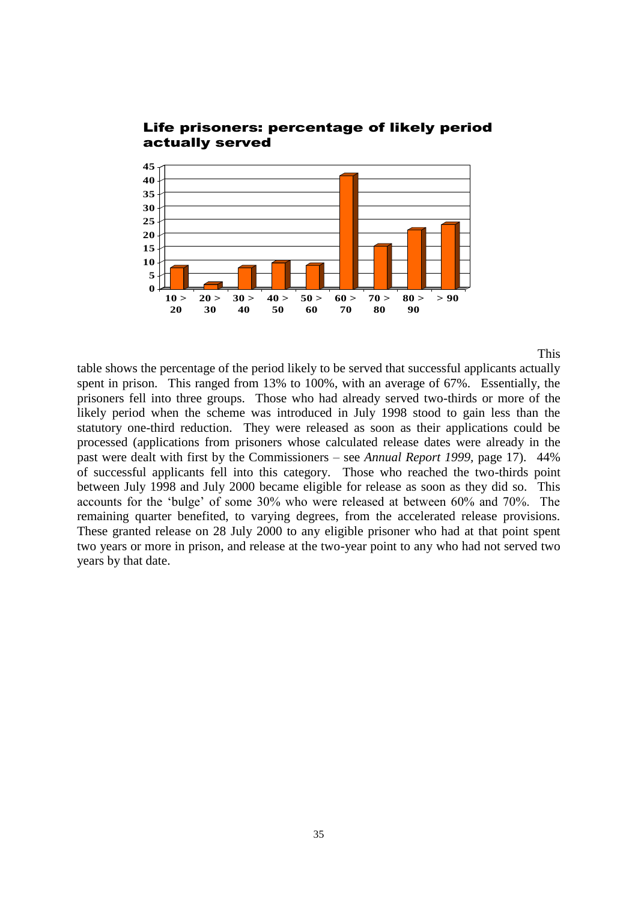**Life prisoners: percentage of likely period actually served**

| Percentage served | Value |
|---|---|
| 10 > 20 | 8 |
| 20 > 30 | 2 |
| 30 > 40 | 8 |
| 40 > 50 | 10 |
| 50 > 60 | 9 |
| 60 > 70 | 42 |
| 70 > 80 | 16 |
| 80 > 90 | 22 |
| > 90 | 24 |

This table shows the percentage of the period likely to be served that successful applicants actually spent in prison. This ranged from 13% to 100%, with an average of 67%. Essentially, the prisoners fell into three groups. Those who had already served two-thirds or more of the likely period when the scheme was introduced in July 1998 stood to gain less than the statutory one-third reduction. They were released as soon as their applications could be processed (applications from prisoners whose calculated release dates were already in the past were dealt with first by the Commissioners – see *Annual Report 1999*, page 17). 44% of successful applicants fell into this category. Those who reached the two-thirds point between July 1998 and July 2000 became eligible for release as soon as they did so. This accounts for the 'bulge' of some 30% who were released at between 60% and 70%. The remaining quarter benefited, to varying degrees, from the accelerated release provisions. These granted release on 28 July 2000 to any eligible prisoner who had at that point spent two years or more in prison, and release at the two-year point to any who had not served two years by that date.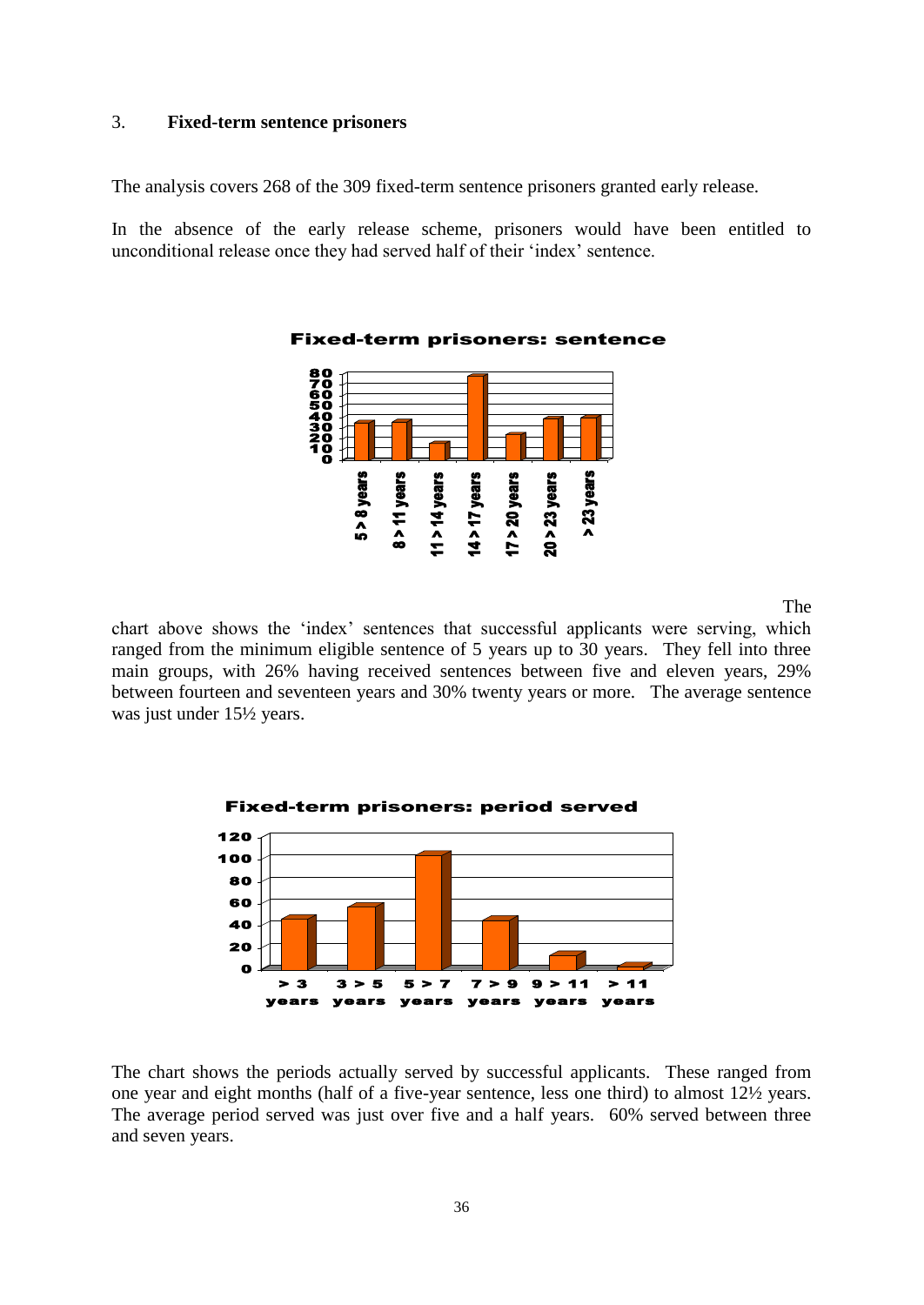3. **Fixed-term sentence prisoners**

The analysis covers 268 of the 309 fixed-term sentence prisoners granted early release.

In the absence of the early release scheme, prisoners would have been entitled to unconditional release once they had served half of their 'index' sentence.

**Fixed-term prisoners: sentence**

The chart above shows the 'index' sentences that successful applicants were serving, which ranged from the minimum eligible sentence of 5 years up to 30 years. They fell into three main groups, with 26% having received sentences between five and eleven years, 29% between fourteen and seventeen years and 30% twenty years or more. The average sentence was just under 15½ years.

**Fixed-term prisoners: period served**

The chart shows the periods actually served by successful applicants. These ranged from one year and eight months (half of a five-year sentence, less one third) to almost 12½ years. The average period served was just over five and a half years. 60% served between three and seven years.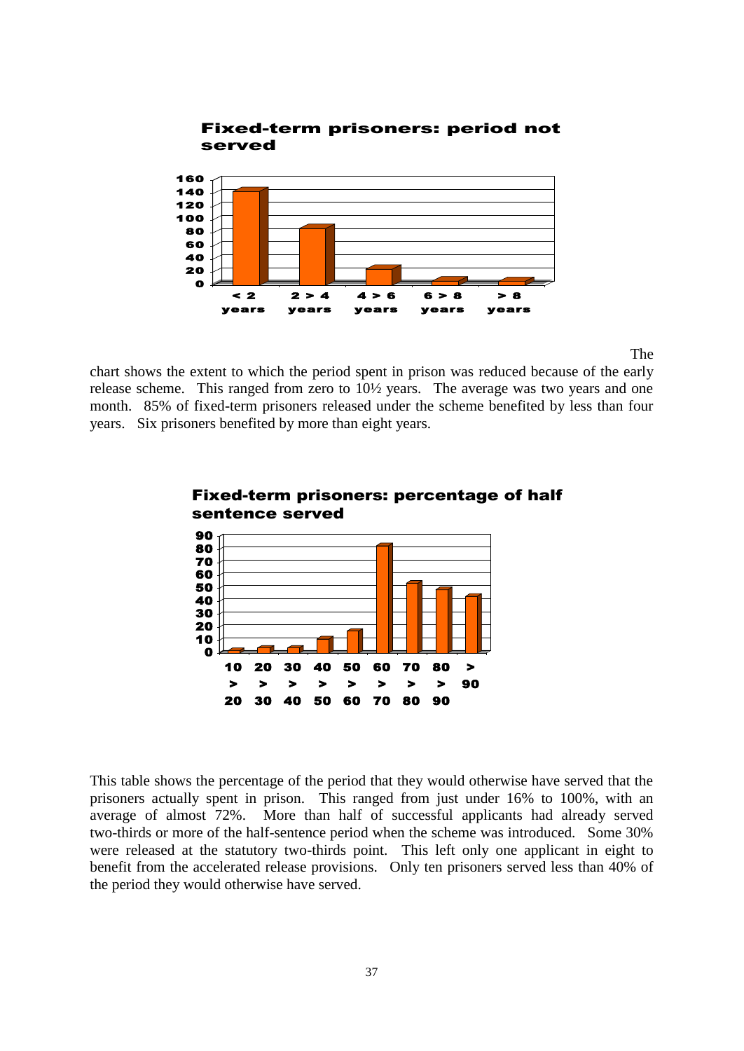**Fixed-term prisoners: period not served**

160
140
120
100
80
60
40
20
0

< 2 years
2 > 4 years
4 > 6 years
6 > 8 years
> 8 years

The chart shows the extent to which the period spent in prison was reduced because of the early release scheme. This ranged from zero to 10½ years. The average was two years and one month. 85% of fixed-term prisoners released under the scheme benefited by less than four years. Six prisoners benefited by more than eight years.

**Fixed-term prisoners: percentage of half sentence served**

90
80
70
60
50
40
30
20
10
0

10 > 20
20 > 30
30 > 40
40 > 50
50 > 60
60 > 70
70 > 80
80 > 90
> 90

This table shows the percentage of the period that they would otherwise have served that the prisoners actually spent in prison. This ranged from just under 16% to 100%, with an average of almost 72%. More than half of successful applicants had already served two-thirds or more of the half-sentence period when the scheme was introduced. Some 30% were released at the statutory two-thirds point. This left only one applicant in eight to benefit from the accelerated release provisions. Only ten prisoners served less than 40% of the period they would otherwise have served.